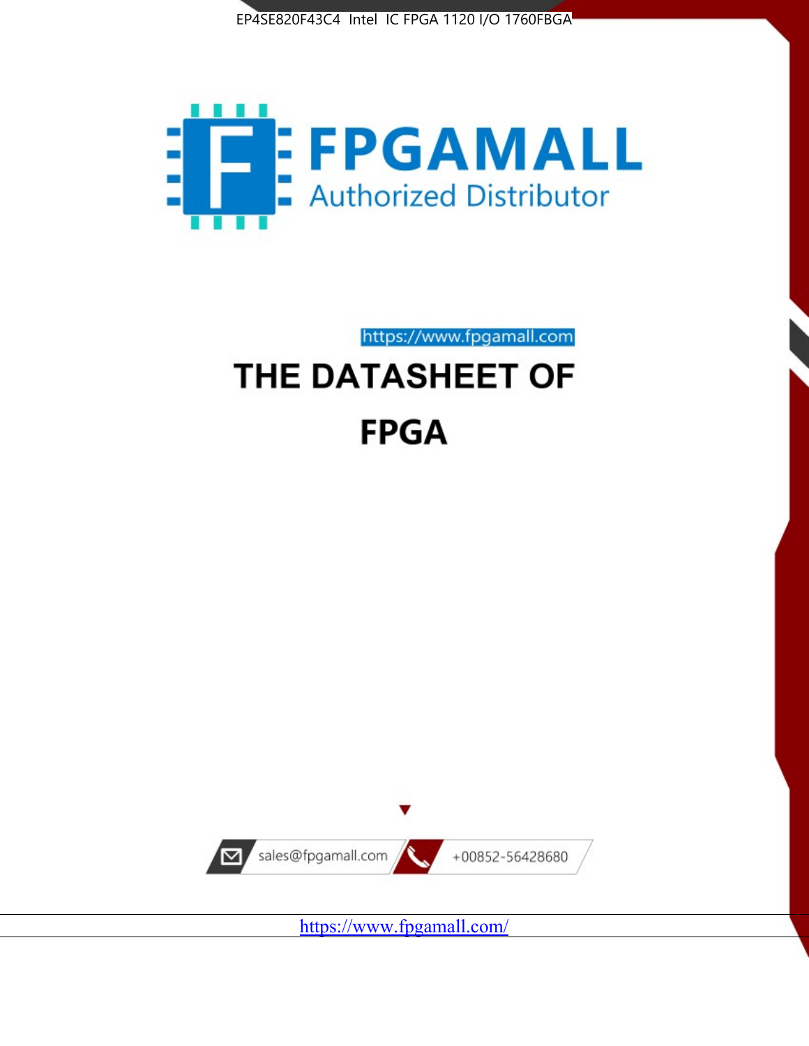EP4SE820F43C4 Intel IC FPGA 1120 I/O 1760FBGA

FPGAMALL

Authorized Distributor

https://www.fpgamall.com

# THE DATASHEET OF

# FPGA

sales@fpgamall.com

+00852-56428680

https://www.fpgamall.com/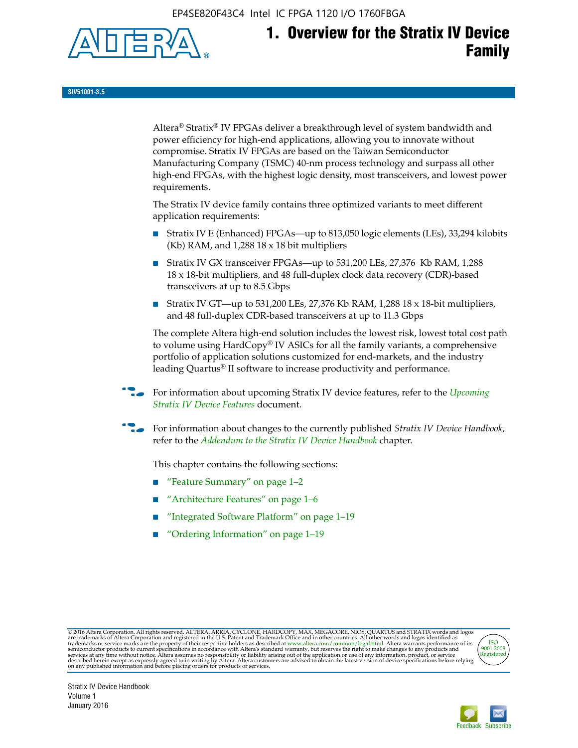# 1. Overview for the Stratix IV Device Family

SIV51001-3.5

Altera® Stratix® IV FPGAs deliver a breakthrough level of system bandwidth and power efficiency for high-end applications, allowing you to innovate without compromise. Stratix IV FPGAs are based on the Taiwan Semiconductor Manufacturing Company (TSMC) 40-nm process technology and surpass all other high-end FPGAs, with the highest logic density, most transceivers, and lowest power requirements.

The Stratix IV device family contains three optimized variants to meet different application requirements:

- Stratix IV E (Enhanced) FPGAs—up to 813,050 logic elements (LEs), 33,294 kilobits (Kb) RAM, and 1,288 18 x 18 bit multipliers
- Stratix IV GX transceiver FPGAs—up to 531,200 LEs, 27,376 Kb RAM, 1,288 18 x 18-bit multipliers, and 48 full-duplex clock data recovery (CDR)-based transceivers at up to 8.5 Gbps
- Stratix IV GT—up to 531,200 LEs, 27,376 Kb RAM, 1,288 18 x 18-bit multipliers, and 48 full-duplex CDR-based transceivers at up to 11.3 Gbps

The complete Altera high-end solution includes the lowest risk, lowest total cost path to volume using HardCopy® IV ASICs for all the family variants, a comprehensive portfolio of application solutions customized for end-markets, and the industry leading Quartus® II software to increase productivity and performance.

For information about upcoming Stratix IV device features, refer to the *Upcoming Stratix IV Device Features* document.

For information about changes to the currently published *Stratix IV Device Handbook*, refer to the *Addendum to the Stratix IV Device Handbook* chapter.

This chapter contains the following sections:

- "Feature Summary" on page 1–2
- "Architecture Features" on page 1–6
- "Integrated Software Platform" on page 1–19
- "Ordering Information" on page 1–19

© 2016 Altera Corporation. All rights reserved. ALTERA, ARRIA, CYCLONE, HARDCOPY, MAX, MEGACORE, NIOS, QUARTUS and STRATIX words and logos are trademarks of Altera Corporation and registered in the U.S. Patent and Trademark Office and in other countries. All other words and logos identified as trademarks or service marks are the property of their respective holders as described at www.altera.com/common/legal.html. Altera warrants performance of its semiconductor products to current specifications in accordance with Altera's standard warranty, but reserves the right to make changes to any products and services at any time without notice. Altera assumes no responsibility or liability arising out of the application or use of any information, product, or service described herein except as expressly agreed to in writing by Altera. Altera customers are advised to obtain the latest version of device specifications before relying on any published information and before placing orders for products or services.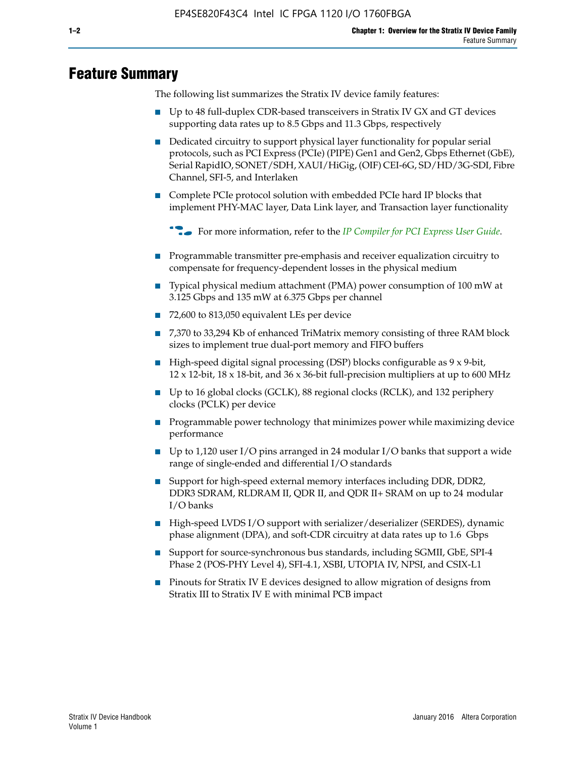# Feature Summary

The following list summarizes the Stratix IV device family features:

- Up to 48 full-duplex CDR-based transceivers in Stratix IV GX and GT devices supporting data rates up to 8.5 Gbps and 11.3 Gbps, respectively
- Dedicated circuitry to support physical layer functionality for popular serial protocols, such as PCI Express (PCIe) (PIPE) Gen1 and Gen2, Gbps Ethernet (GbE), Serial RapidIO, SONET/SDH, XAUI/HiGig, (OIF) CEI-6G, SD/HD/3G-SDI, Fibre Channel, SFI-5, and Interlaken
- Complete PCIe protocol solution with embedded PCIe hard IP blocks that implement PHY-MAC layer, Data Link layer, and Transaction layer functionality

  For more information, refer to the *IP Compiler for PCI Express User Guide*.

- Programmable transmitter pre-emphasis and receiver equalization circuitry to compensate for frequency-dependent losses in the physical medium
- Typical physical medium attachment (PMA) power consumption of 100 mW at 3.125 Gbps and 135 mW at 6.375 Gbps per channel
- 72,600 to 813,050 equivalent LEs per device
- 7,370 to 33,294 Kb of enhanced TriMatrix memory consisting of three RAM block sizes to implement true dual-port memory and FIFO buffers
- High-speed digital signal processing (DSP) blocks configurable as 9 x 9-bit, 12 x 12-bit, 18 x 18-bit, and 36 x 36-bit full-precision multipliers at up to 600 MHz
- Up to 16 global clocks (GCLK), 88 regional clocks (RCLK), and 132 periphery clocks (PCLK) per device
- Programmable power technology that minimizes power while maximizing device performance
- Up to 1,120 user I/O pins arranged in 24 modular I/O banks that support a wide range of single-ended and differential I/O standards
- Support for high-speed external memory interfaces including DDR, DDR2, DDR3 SDRAM, RLDRAM II, QDR II, and QDR II+ SRAM on up to 24 modular I/O banks
- High-speed LVDS I/O support with serializer/deserializer (SERDES), dynamic phase alignment (DPA), and soft-CDR circuitry at data rates up to 1.6 Gbps
- Support for source-synchronous bus standards, including SGMII, GbE, SPI-4 Phase 2 (POS-PHY Level 4), SFI-4.1, XSBI, UTOPIA IV, NPSI, and CSIX-L1
- Pinouts for Stratix IV E devices designed to allow migration of designs from Stratix III to Stratix IV E with minimal PCB impact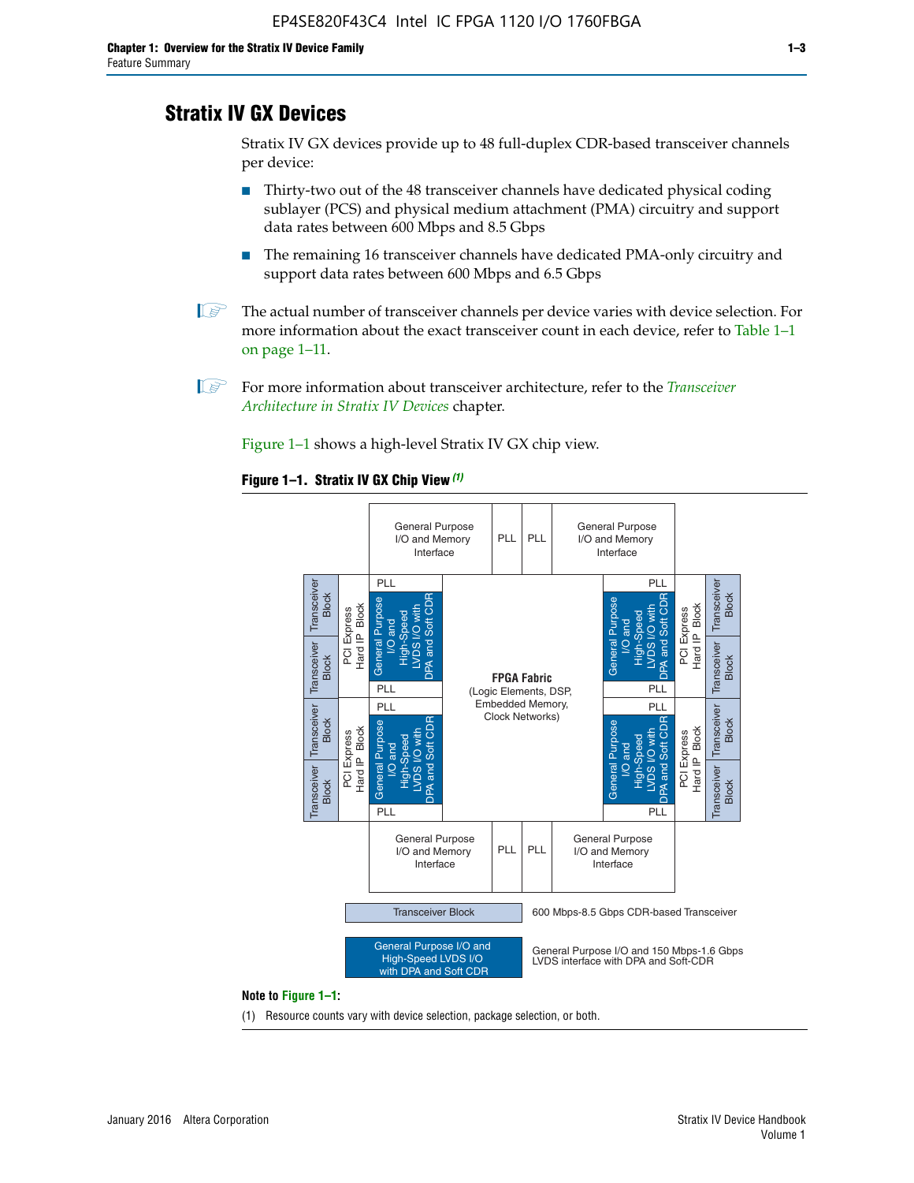## Stratix IV GX Devices

Stratix IV GX devices provide up to 48 full-duplex CDR-based transceiver channels per device:

- Thirty-two out of the 48 transceiver channels have dedicated physical coding sublayer (PCS) and physical medium attachment (PMA) circuitry and support data rates between 600 Mbps and 8.5 Gbps
- The remaining 16 transceiver channels have dedicated PMA-only circuitry and support data rates between 600 Mbps and 6.5 Gbps

The actual number of transceiver channels per device varies with device selection. For more information about the exact transceiver count in each device, refer to Table 1–1 on page 1–11.

For more information about transceiver architecture, refer to the *Transceiver Architecture in Stratix IV Devices* chapter.

Figure 1–1 shows a high-level Stratix IV GX chip view.

**Figure 1–1. Stratix IV GX Chip View** *(1)*

Transceiver Block — 600 Mbps-8.5 Gbps CDR-based Transceiver

General Purpose I/O and High-Speed LVDS I/O with DPA and Soft CDR — General Purpose I/O and 150 Mbps-1.6 Gbps LVDS interface with DPA and Soft-CDR

**Note to Figure 1–1:**

(1) Resource counts vary with device selection, package selection, or both.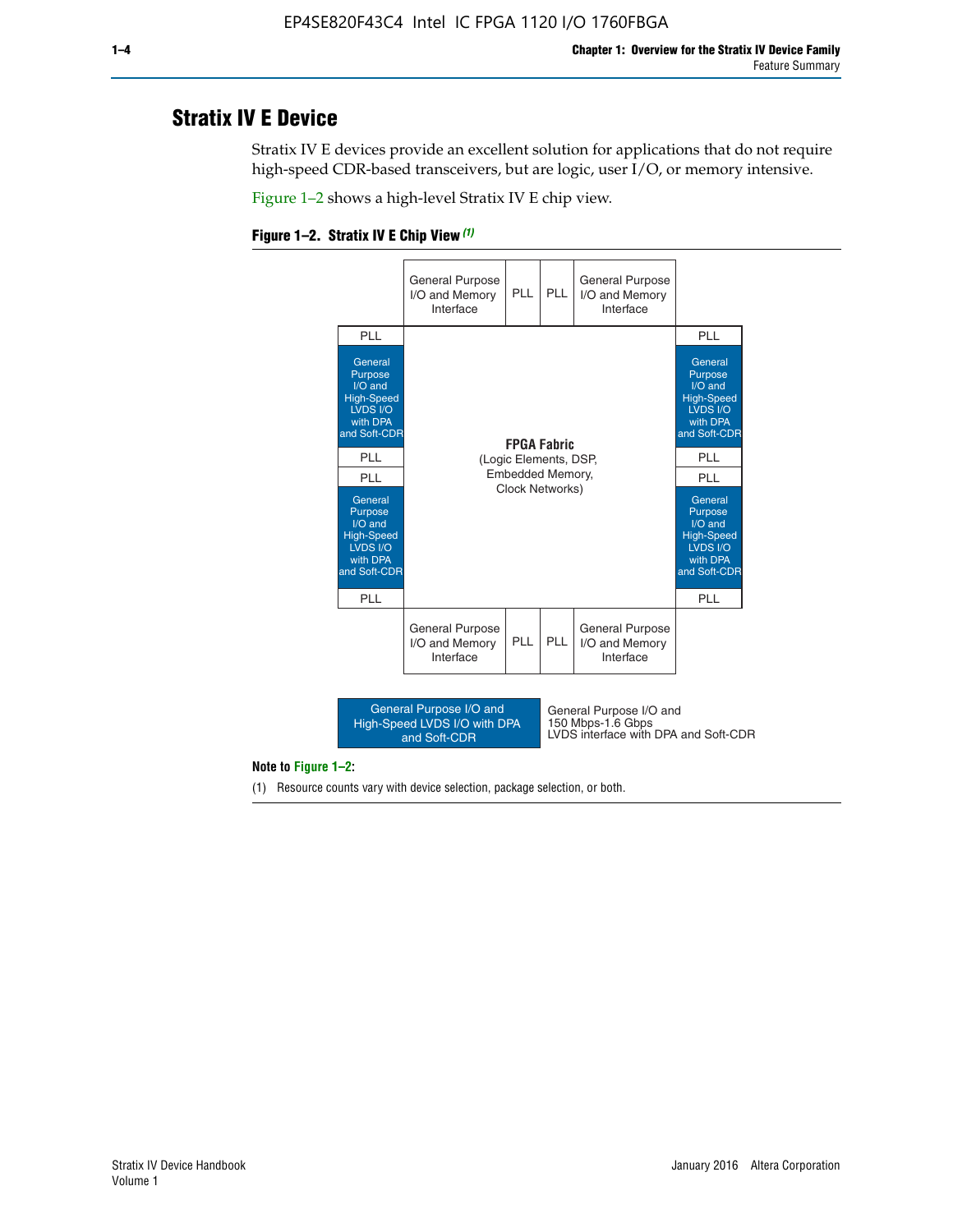# Stratix IV E Device

Stratix IV E devices provide an excellent solution for applications that do not require high-speed CDR-based transceivers, but are logic, user I/O, or memory intensive.

Figure 1–2 shows a high-level Stratix IV E chip view.

**Figure 1–2. Stratix IV E Chip View** *(1)*

| | General Purpose I/O and Memory Interface | PLL | PLL | General Purpose I/O and Memory Interface | |
|---|---|---|---|---|---|
| PLL | | | | | PLL |
| General Purpose I/O and High-Speed LVDS I/O with DPA and Soft-CDR | **FPGA Fabric** (Logic Elements, DSP, Embedded Memory, Clock Networks) | | | | General Purpose I/O and High-Speed LVDS I/O with DPA and Soft-CDR |
| PLL | | | | | PLL |
| PLL | | | | | PLL |
| General Purpose I/O and High-Speed LVDS I/O with DPA and Soft-CDR | | | | | General Purpose I/O and High-Speed LVDS I/O with DPA and Soft-CDR |
| PLL | | | | | PLL |
| | General Purpose I/O and Memory Interface | PLL | PLL | General Purpose I/O and Memory Interface | |

| Legend | Description |
|---|---|
| General Purpose I/O and High-Speed LVDS I/O with DPA and Soft-CDR | General Purpose I/O and 150 Mbps-1.6 Gbps LVDS interface with DPA and Soft-CDR |

**Note to Figure 1–2:**

(1) Resource counts vary with device selection, package selection, or both.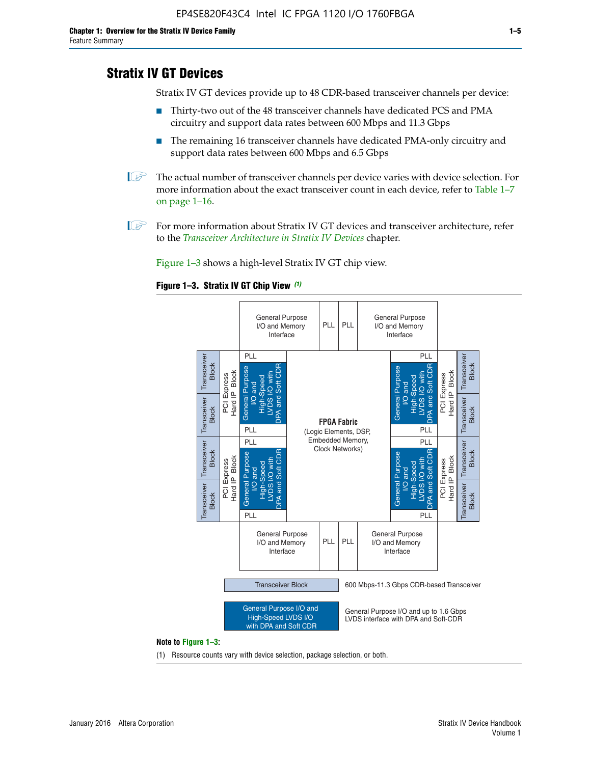## Stratix IV GT Devices

Stratix IV GT devices provide up to 48 CDR-based transceiver channels per device:

- Thirty-two out of the 48 transceiver channels have dedicated PCS and PMA circuitry and support data rates between 600 Mbps and 11.3 Gbps
- The remaining 16 transceiver channels have dedicated PMA-only circuitry and support data rates between 600 Mbps and 6.5 Gbps

The actual number of transceiver channels per device varies with device selection. For more information about the exact transceiver count in each device, refer to Table 1–7 on page 1–16.

For more information about Stratix IV GT devices and transceiver architecture, refer to the *Transceiver Architecture in Stratix IV Devices* chapter.

Figure 1–3 shows a high-level Stratix IV GT chip view.

**Figure 1–3. Stratix IV GT Chip View** *(1)*

General Purpose I/O and Memory Interface | PLL | PLL | General Purpose I/O and Memory Interface

Transceiver Block | Transceiver Block | PCI Express Hard IP Block | PLL | General Purpose I/O and High-Speed LVDS I/O with DPA and Soft CDR | PLL

**FPGA Fabric** (Logic Elements, DSP, Embedded Memory, Clock Networks)

Transceiver Block — 600 Mbps-11.3 Gbps CDR-based Transceiver

General Purpose I/O and High-Speed LVDS I/O with DPA and Soft CDR — General Purpose I/O and up to 1.6 Gbps LVDS interface with DPA and Soft-CDR

**Note to Figure 1–3:**

(1) Resource counts vary with device selection, package selection, or both.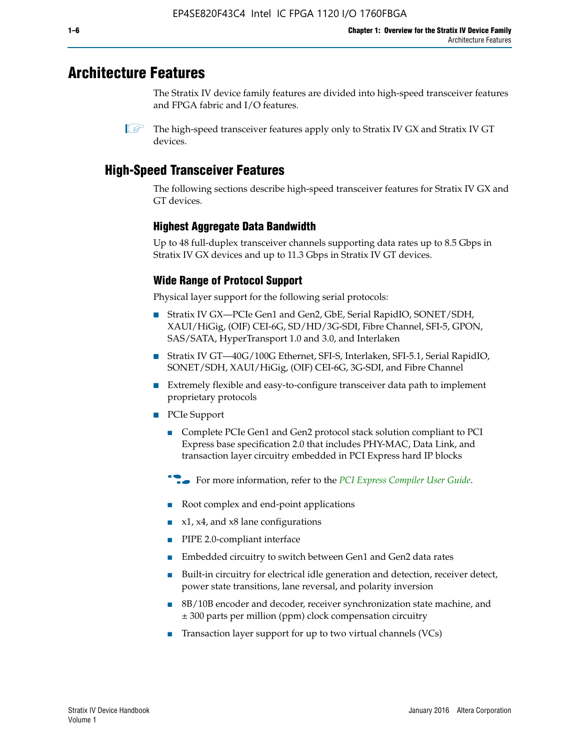# Architecture Features

The Stratix IV device family features are divided into high-speed transceiver features and FPGA fabric and I/O features.

The high-speed transceiver features apply only to Stratix IV GX and Stratix IV GT devices.

## High-Speed Transceiver Features

The following sections describe high-speed transceiver features for Stratix IV GX and GT devices.

### Highest Aggregate Data Bandwidth

Up to 48 full-duplex transceiver channels supporting data rates up to 8.5 Gbps in Stratix IV GX devices and up to 11.3 Gbps in Stratix IV GT devices.

### Wide Range of Protocol Support

Physical layer support for the following serial protocols:

- Stratix IV GX—PCIe Gen1 and Gen2, GbE, Serial RapidIO, SONET/SDH, XAUI/HiGig, (OIF) CEI-6G, SD/HD/3G-SDI, Fibre Channel, SFI-5, GPON, SAS/SATA, HyperTransport 1.0 and 3.0, and Interlaken
- Stratix IV GT—40G/100G Ethernet, SFI-S, Interlaken, SFI-5.1, Serial RapidIO, SONET/SDH, XAUI/HiGig, (OIF) CEI-6G, 3G-SDI, and Fibre Channel
- Extremely flexible and easy-to-configure transceiver data path to implement proprietary protocols
- PCIe Support
  - Complete PCIe Gen1 and Gen2 protocol stack solution compliant to PCI Express base specification 2.0 that includes PHY-MAC, Data Link, and transaction layer circuitry embedded in PCI Express hard IP blocks

  For more information, refer to the *PCI Express Compiler User Guide*.

  - Root complex and end-point applications
  - x1, x4, and x8 lane configurations
  - PIPE 2.0-compliant interface
  - Embedded circuitry to switch between Gen1 and Gen2 data rates
  - Built-in circuitry for electrical idle generation and detection, receiver detect, power state transitions, lane reversal, and polarity inversion
  - 8B/10B encoder and decoder, receiver synchronization state machine, and ± 300 parts per million (ppm) clock compensation circuitry
  - Transaction layer support for up to two virtual channels (VCs)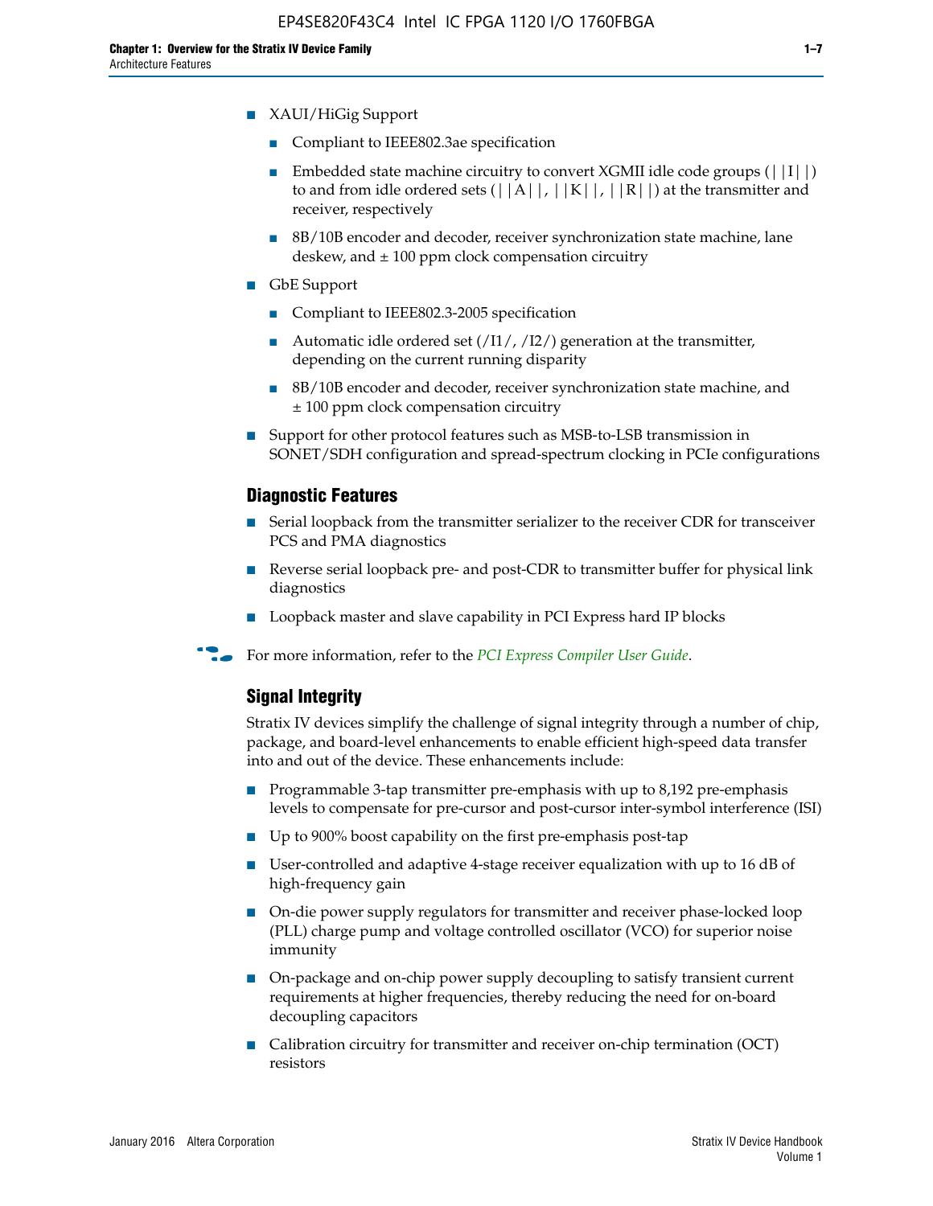- XAUI/HiGig Support
  - Compliant to IEEE802.3ae specification
  - Embedded state machine circuitry to convert XGMII idle code groups (||I||) to and from idle ordered sets (||A||, ||K||, ||R||) at the transmitter and receiver, respectively
  - 8B/10B encoder and decoder, receiver synchronization state machine, lane deskew, and ± 100 ppm clock compensation circuitry
- GbE Support
  - Compliant to IEEE802.3-2005 specification
  - Automatic idle ordered set (/I1/, /I2/) generation at the transmitter, depending on the current running disparity
  - 8B/10B encoder and decoder, receiver synchronization state machine, and ± 100 ppm clock compensation circuitry
- Support for other protocol features such as MSB-to-LSB transmission in SONET/SDH configuration and spread-spectrum clocking in PCIe configurations

### Diagnostic Features

- Serial loopback from the transmitter serializer to the receiver CDR for transceiver PCS and PMA diagnostics
- Reverse serial loopback pre- and post-CDR to transmitter buffer for physical link diagnostics
- Loopback master and slave capability in PCI Express hard IP blocks

For more information, refer to the *PCI Express Compiler User Guide*.

### Signal Integrity

Stratix IV devices simplify the challenge of signal integrity through a number of chip, package, and board-level enhancements to enable efficient high-speed data transfer into and out of the device. These enhancements include:

- Programmable 3-tap transmitter pre-emphasis with up to 8,192 pre-emphasis levels to compensate for pre-cursor and post-cursor inter-symbol interference (ISI)
- Up to 900% boost capability on the first pre-emphasis post-tap
- User-controlled and adaptive 4-stage receiver equalization with up to 16 dB of high-frequency gain
- On-die power supply regulators for transmitter and receiver phase-locked loop (PLL) charge pump and voltage controlled oscillator (VCO) for superior noise immunity
- On-package and on-chip power supply decoupling to satisfy transient current requirements at higher frequencies, thereby reducing the need for on-board decoupling capacitors
- Calibration circuitry for transmitter and receiver on-chip termination (OCT) resistors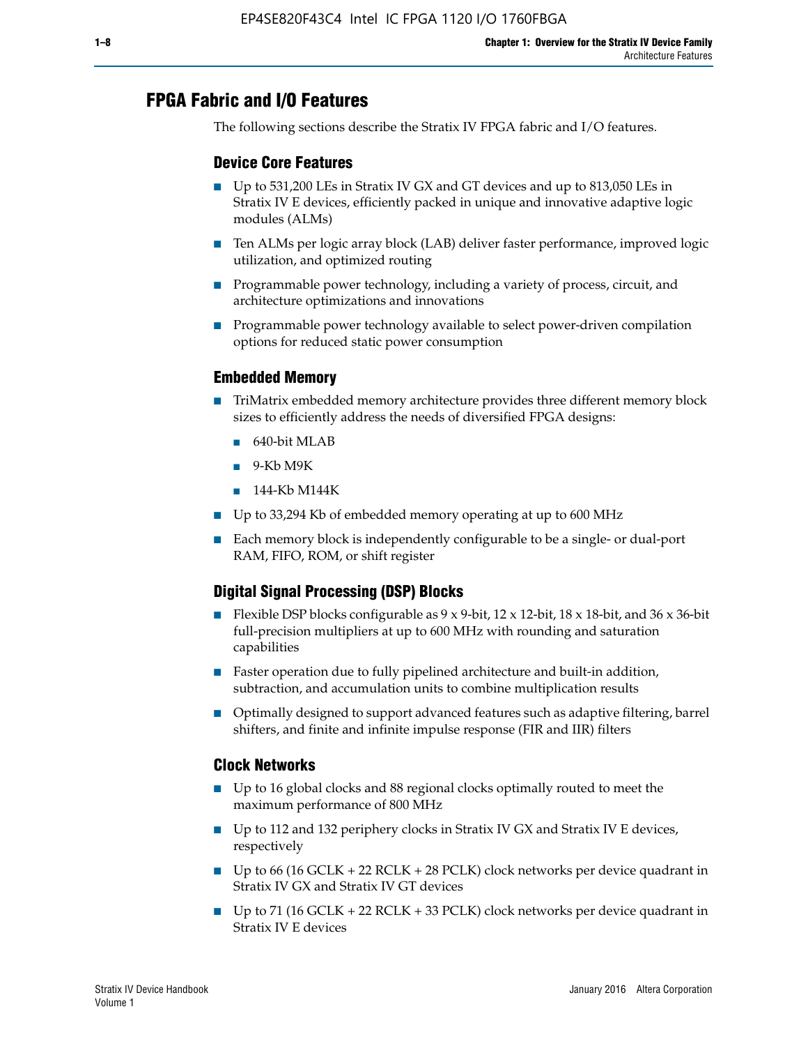## FPGA Fabric and I/O Features

The following sections describe the Stratix IV FPGA fabric and I/O features.

### Device Core Features

- Up to 531,200 LEs in Stratix IV GX and GT devices and up to 813,050 LEs in Stratix IV E devices, efficiently packed in unique and innovative adaptive logic modules (ALMs)
- Ten ALMs per logic array block (LAB) deliver faster performance, improved logic utilization, and optimized routing
- Programmable power technology, including a variety of process, circuit, and architecture optimizations and innovations
- Programmable power technology available to select power-driven compilation options for reduced static power consumption

### Embedded Memory

- TriMatrix embedded memory architecture provides three different memory block sizes to efficiently address the needs of diversified FPGA designs:
  - 640-bit MLAB
  - 9-Kb M9K
  - 144-Kb M144K
- Up to 33,294 Kb of embedded memory operating at up to 600 MHz
- Each memory block is independently configurable to be a single- or dual-port RAM, FIFO, ROM, or shift register

### Digital Signal Processing (DSP) Blocks

- Flexible DSP blocks configurable as 9 x 9-bit, 12 x 12-bit, 18 x 18-bit, and 36 x 36-bit full-precision multipliers at up to 600 MHz with rounding and saturation capabilities
- Faster operation due to fully pipelined architecture and built-in addition, subtraction, and accumulation units to combine multiplication results
- Optimally designed to support advanced features such as adaptive filtering, barrel shifters, and finite and infinite impulse response (FIR and IIR) filters

### Clock Networks

- Up to 16 global clocks and 88 regional clocks optimally routed to meet the maximum performance of 800 MHz
- Up to 112 and 132 periphery clocks in Stratix IV GX and Stratix IV E devices, respectively
- Up to 66 (16 GCLK + 22 RCLK + 28 PCLK) clock networks per device quadrant in Stratix IV GX and Stratix IV GT devices
- Up to 71 (16 GCLK + 22 RCLK + 33 PCLK) clock networks per device quadrant in Stratix IV E devices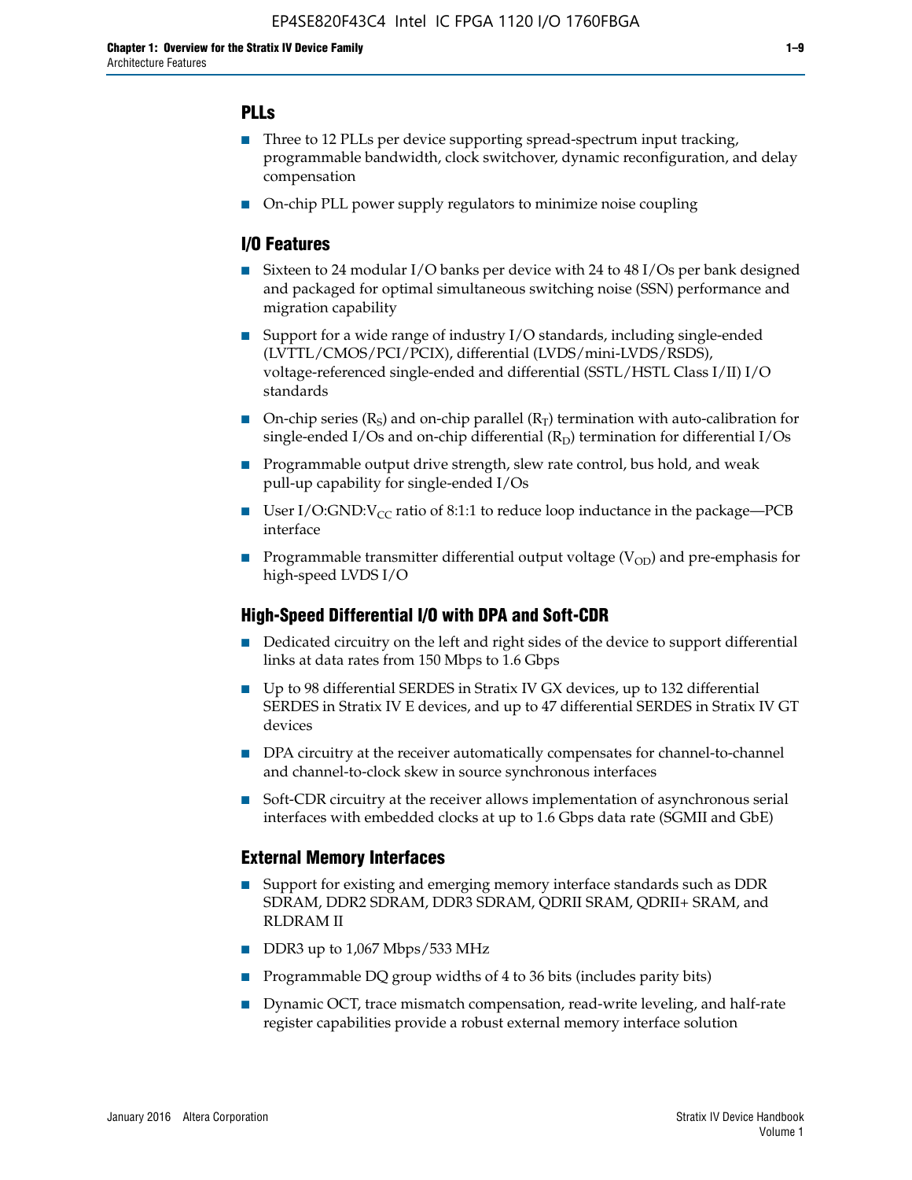### PLLs

- Three to 12 PLLs per device supporting spread-spectrum input tracking, programmable bandwidth, clock switchover, dynamic reconfiguration, and delay compensation
- On-chip PLL power supply regulators to minimize noise coupling

### I/O Features

- Sixteen to 24 modular I/O banks per device with 24 to 48 I/Os per bank designed and packaged for optimal simultaneous switching noise (SSN) performance and migration capability
- Support for a wide range of industry I/O standards, including single-ended (LVTTL/CMOS/PCI/PCIX), differential (LVDS/mini-LVDS/RSDS), voltage-referenced single-ended and differential (SSTL/HSTL Class I/II) I/O standards
- On-chip series ($R_S$) and on-chip parallel ($R_T$) termination with auto-calibration for single-ended I/Os and on-chip differential ($R_D$) termination for differential I/Os
- Programmable output drive strength, slew rate control, bus hold, and weak pull-up capability for single-ended I/Os
- User I/O:GND:$V_{CC}$ ratio of 8:1:1 to reduce loop inductance in the package—PCB interface
- Programmable transmitter differential output voltage ($V_{OD}$) and pre-emphasis for high-speed LVDS I/O

### High-Speed Differential I/O with DPA and Soft-CDR

- Dedicated circuitry on the left and right sides of the device to support differential links at data rates from 150 Mbps to 1.6 Gbps
- Up to 98 differential SERDES in Stratix IV GX devices, up to 132 differential SERDES in Stratix IV E devices, and up to 47 differential SERDES in Stratix IV GT devices
- DPA circuitry at the receiver automatically compensates for channel-to-channel and channel-to-clock skew in source synchronous interfaces
- Soft-CDR circuitry at the receiver allows implementation of asynchronous serial interfaces with embedded clocks at up to 1.6 Gbps data rate (SGMII and GbE)

### External Memory Interfaces

- Support for existing and emerging memory interface standards such as DDR SDRAM, DDR2 SDRAM, DDR3 SDRAM, QDRII SRAM, QDRII+ SRAM, and RLDRAM II
- DDR3 up to 1,067 Mbps/533 MHz
- Programmable DQ group widths of 4 to 36 bits (includes parity bits)
- Dynamic OCT, trace mismatch compensation, read-write leveling, and half-rate register capabilities provide a robust external memory interface solution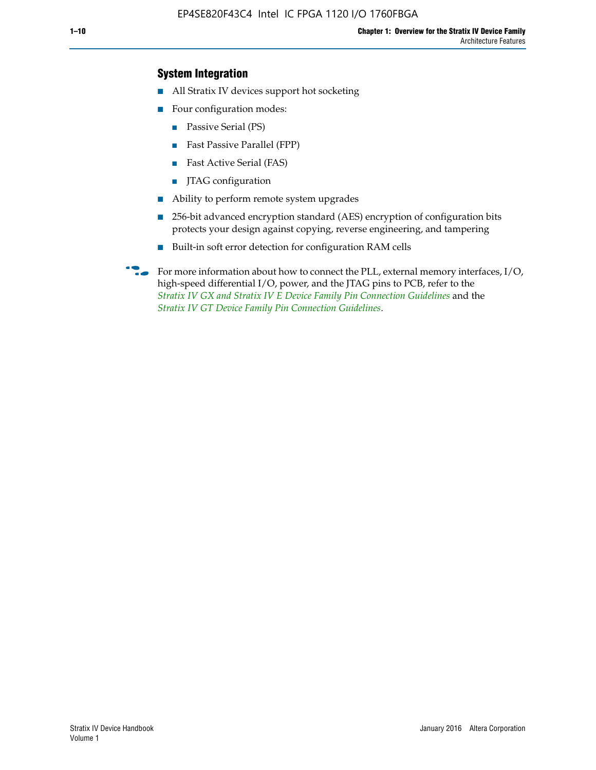## System Integration

- All Stratix IV devices support hot socketing
- Four configuration modes:
  - Passive Serial (PS)
  - Fast Passive Parallel (FPP)
  - Fast Active Serial (FAS)
  - JTAG configuration
- Ability to perform remote system upgrades
- 256-bit advanced encryption standard (AES) encryption of configuration bits protects your design against copying, reverse engineering, and tampering
- Built-in soft error detection for configuration RAM cells

For more information about how to connect the PLL, external memory interfaces, I/O, high-speed differential I/O, power, and the JTAG pins to PCB, refer to the *Stratix IV GX and Stratix IV E Device Family Pin Connection Guidelines* and the *Stratix IV GT Device Family Pin Connection Guidelines*.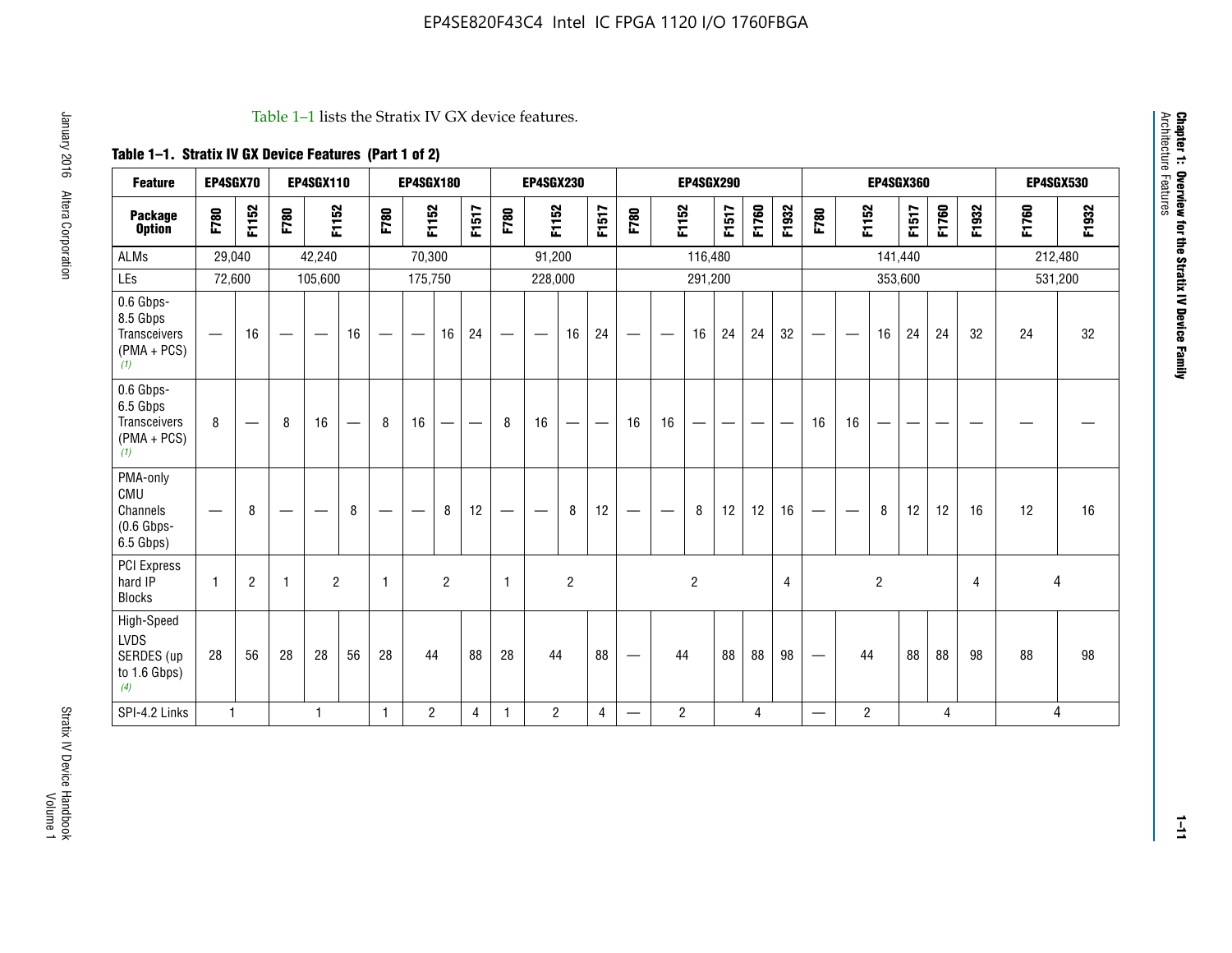Table 1–1 lists the Stratix IV GX device features.

**Table 1–1. Stratix IV GX Device Features (Part 1 of 2)**

| Feature | EP4SGX70 | | EP4SGX110 | | | EP4SGX180 | | | | EP4SGX230 | | | | EP4SGX290 | | | | | | EP4SGX360 | | | | | | EP4SGX530 | |
|---|---|---|---|---|---|---|---|---|---|---|---|---|---|---|---|---|---|---|---|---|---|---|---|---|---|---|---|
| **Package Option** | F780 | F1152 | F780 | F1152 | | F780 | F1152 | | F1517 | F780 | F1152 | | F1517 | F780 | F1152 | | F1517 | F1760 | F1932 | F780 | F1152 | | F1517 | F1760 | F1932 | F1760 | F1932 |
| ALMs | 29,040 | | 42,240 | | | 70,300 | | | | 91,200 | | | | 116,480 | | | | | | 141,440 | | | | | | 212,480 | |
| LEs | 72,600 | | 105,600 | | | 175,750 | | | | 228,000 | | | | 291,200 | | | | | | 353,600 | | | | | | 531,200 | |
| 0.6 Gbps-8.5 Gbps Transceivers (PMA + PCS) (1) | — | 16 | — | — | 16 | — | — | 16 | 24 | — | — | 16 | 24 | — | — | 16 | 24 | 24 | 32 | — | — | 16 | 24 | 24 | 32 | 24 | 32 |
| 0.6 Gbps-6.5 Gbps Transceivers (PMA + PCS) (1) | 8 | — | 8 | 16 | — | 8 | 16 | — | — | 8 | 16 | — | — | 16 | 16 | — | — | — | — | 16 | 16 | — | — | — | — | — | — |
| PMA-only CMU Channels (0.6 Gbps-6.5 Gbps) | — | 8 | — | — | 8 | — | — | 8 | 12 | — | — | 8 | 12 | — | — | 8 | 12 | 12 | 16 | — | — | 8 | 12 | 12 | 16 | 12 | 16 |
| PCI Express hard IP Blocks | 1 | 2 | 1 | 2 | | 1 | 2 | | | 1 | 2 | | | 2 | | | | | 4 | 2 | | | | | 4 | 4 | |
| High-Speed LVDS SERDES (up to 1.6 Gbps) (4) | 28 | 56 | 28 | 28 | 56 | 28 | 44 | | 88 | 28 | 44 | | 88 | — | 44 | | 88 | 88 | 98 | — | 44 | | 88 | 88 | 98 | 88 | 98 |
| SPI-4.2 Links | 1 | | 1 | | | 1 | 2 | | 4 | 1 | 2 | | 4 | — | 2 | | 4 | | | — | 2 | | 4 | | | 4 | |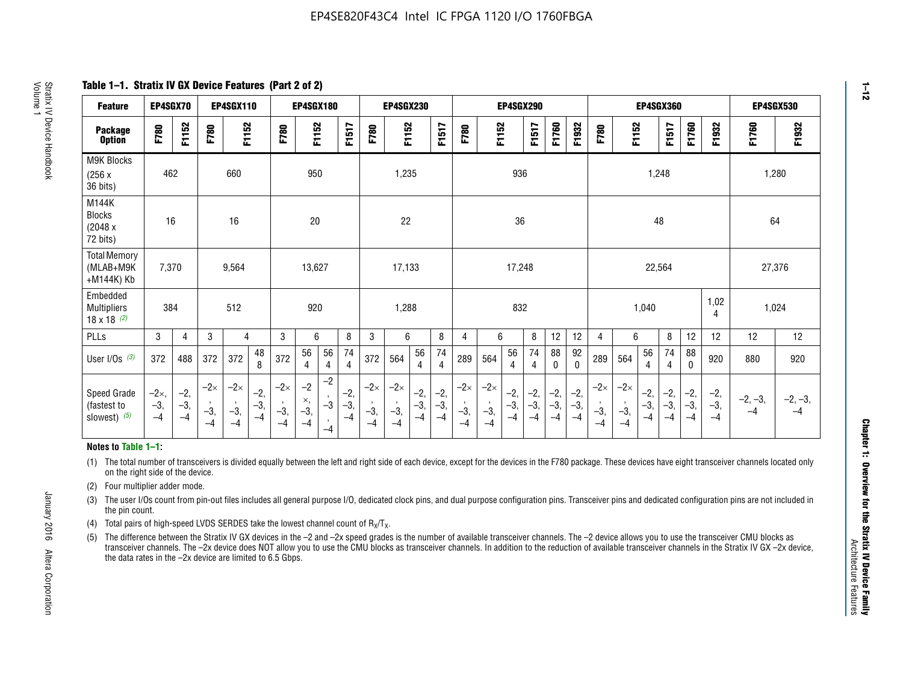**Table 1–1. Stratix IV GX Device Features (Part 2 of 2)**

| Feature | EP4SGX70 | | EP4SGX110 | | | EP4SGX180 | | | | EP4SGX230 | | | | EP4SGX290 | | | | | | EP4SGX360 | | | | | | EP4SGX530 | |
|---|---|---|---|---|---|---|---|---|---|---|---|---|---|---|---|---|---|---|---|---|---|---|---|---|---|---|---|
| Package Option | F780 | F1152 | F780 | F1152 | | F780 | F1152 | | F1517 | F780 | F1152 | | F1517 | F780 | F1152 | | F1517 | F1760 | F1932 | F780 | F1152 | | F1517 | F1760 | F1932 | F1760 | F1932 |
| M9K Blocks (256 x 36 bits) | 462 | | 660 | | | 950 | | | | 1,235 | | | | 936 | | | | | | 1,248 | | | | | | 1,280 | |
| M144K Blocks (2048 x 72 bits) | 16 | | 16 | | | 20 | | | | 22 | | | | 36 | | | | | | 48 | | | | | | 64 | |
| Total Memory (MLAB+M9K +M144K) Kb | 7,370 | | 9,564 | | | 13,627 | | | | 17,133 | | | | 17,248 | | | | | | 22,564 | | | | | | 27,376 | |
| Embedded Multipliers 18 x 18 (2) | 384 | | 512 | | | 920 | | | | 1,288 | | | | 832 | | | | | | 1,040 | | | | | 1,024 | 1,024 | |
| PLLs | 3 | 4 | 3 | 4 | | 3 | 6 | | 8 | 3 | 6 | | 8 | 4 | 6 | | 8 | 12 | 12 | 4 | 6 | | 8 | 12 | 12 | 12 | 12 |
| User I/Os (3) | 372 | 488 | 372 | 372 | 488 | 372 | 564 | 564 | 744 | 372 | 564 | 564 | 744 | 289 | 564 | 564 | 744 | 880 | 920 | 289 | 564 | 564 | 744 | 880 | 920 | 880 | 920 |
| Speed Grade (fastest to slowest) (5) | –2×, –3, –4 | –2, –3, –4 | –2×, –3, –4 | –2×, –3, –4 | –2, –3, –4 | –2×, –3, –4 | –2×, –3, –4 | –2, –3, –4 | –2, –3, –4 | –2×, –3, –4 | –2×, –3, –4 | –2, –3, –4 | –2, –3, –4 | –2×, –3, –4 | –2×, –3, –4 | –2, –3, –4 | –2, –3, –4 | –2, –3, –4 | –2, –3, –4 | –2×, –3, –4 | –2×, –3, –4 | –2, –3, –4 | –2, –3, –4 | –2, –3, –4 | –2, –3, –4 | –2, –3, –4 | –2, –3, –4 |

**Notes to Table 1–1:**

(1) The total number of transceivers is divided equally between the left and right side of each device, except for the devices in the F780 package. These devices have eight transceiver channels located only on the right side of the device.

(2) Four multiplier adder mode.

(3) The user I/Os count from pin-out files includes all general purpose I/O, dedicated clock pins, and dual purpose configuration pins. Transceiver pins and dedicated configuration pins are not included in the pin count.

(4) Total pairs of high-speed LVDS SERDES take the lowest channel count of $R_X/T_X$.

(5) The difference between the Stratix IV GX devices in the –2 and –2x speed grades is the number of available transceiver channels. The –2 device allows you to use the transceiver CMU blocks as transceiver channels. The –2x device does NOT allow you to use the CMU blocks as transceiver channels. In addition to the reduction of available transceiver channels in the Stratix IV GX –2x device, the data rates in the –2x device are limited to 6.5 Gbps.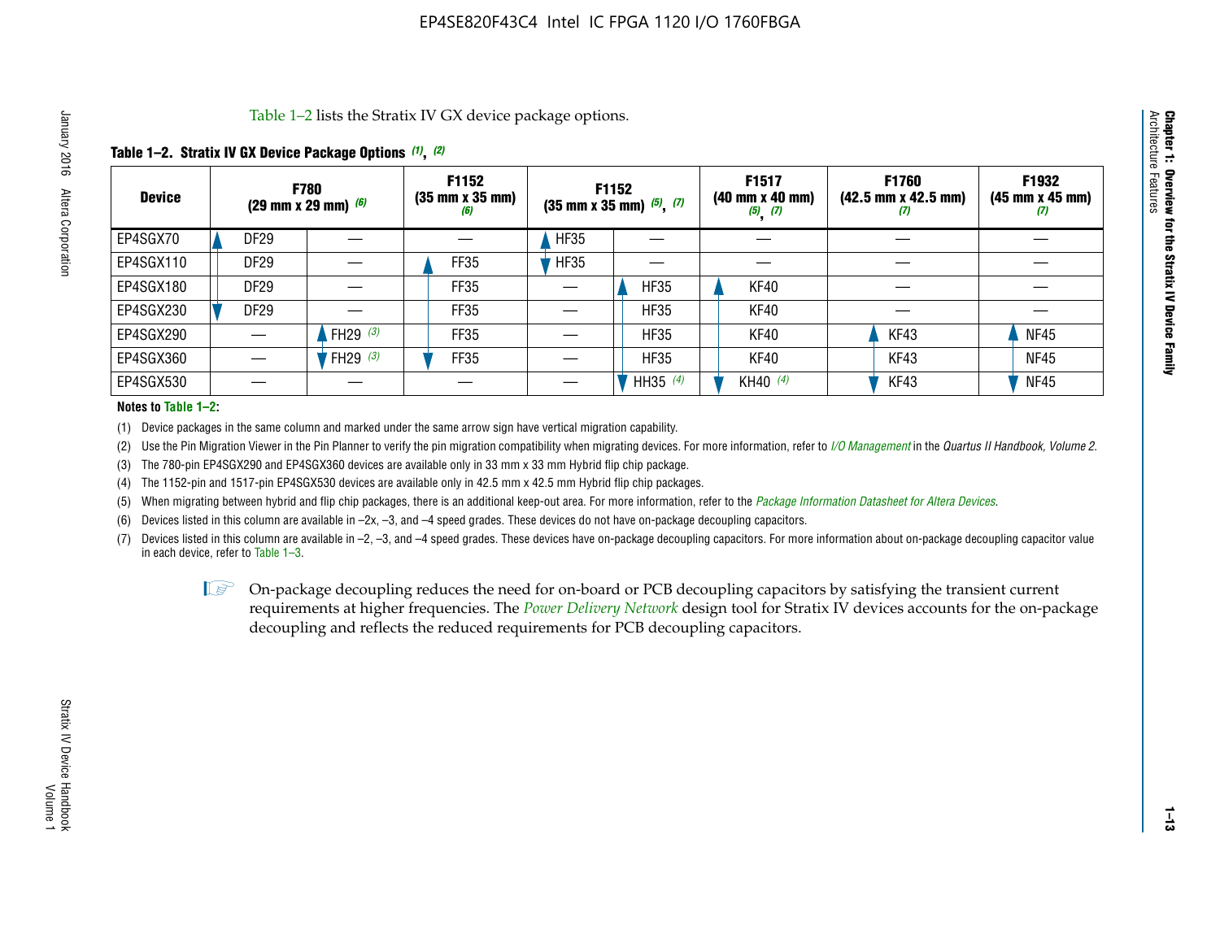Table 1–2 lists the Stratix IV GX device package options.

**Table 1–2. Stratix IV GX Device Package Options (1), (2)**

| Device | F780 (29 mm x 29 mm) (6) | | F1152 (35 mm x 35 mm) (6) | F1152 (35 mm x 35 mm) (5), (7) | | F1517 (40 mm x 40 mm) (5), (7) | F1760 (42.5 mm x 42.5 mm) (7) | F1932 (45 mm x 45 mm) (7) |
|---|---|---|---|---|---|---|---|---|
| EP4SGX70 | DF29 | — | — | HF35 | — | — | — | — |
| EP4SGX110 | DF29 | — | FF35 | HF35 | — | — | — | — |
| EP4SGX180 | DF29 | — | FF35 | — | HF35 | KF40 | — | — |
| EP4SGX230 | DF29 | — | FF35 | — | HF35 | KF40 | — | — |
| EP4SGX290 | — | FH29 (3) | FF35 | — | HF35 | KF40 | KF43 | NF45 |
| EP4SGX360 | — | FH29 (3) | FF35 | — | HF35 | KF40 | KF43 | NF45 |
| EP4SGX530 | — | — | — | — | HH35 (4) | KH40 (4) | KF43 | NF45 |

**Notes to Table 1–2:**

(1) Device packages in the same column and marked under the same arrow sign have vertical migration capability.

(2) Use the Pin Migration Viewer in the Pin Planner to verify the pin migration compatibility when migrating devices. For more information, refer to *I/O Management* in the *Quartus II Handbook, Volume 2*.

(3) The 780-pin EP4SGX290 and EP4SGX360 devices are available only in 33 mm x 33 mm Hybrid flip chip package.

(4) The 1152-pin and 1517-pin EP4SGX530 devices are available only in 42.5 mm x 42.5 mm Hybrid flip chip packages.

(5) When migrating between hybrid and flip chip packages, there is an additional keep-out area. For more information, refer to the *Package Information Datasheet for Altera Devices*.

(6) Devices listed in this column are available in –2x, –3, and –4 speed grades. These devices do not have on-package decoupling capacitors.

(7) Devices listed in this column are available in –2, –3, and –4 speed grades. These devices have on-package decoupling capacitors. For more information about on-package decoupling capacitor value in each device, refer to Table 1–3.

On-package decoupling reduces the need for on-board or PCB decoupling capacitors by satisfying the transient current requirements at higher frequencies. The *Power Delivery Network* design tool for Stratix IV devices accounts for the on-package decoupling and reflects the reduced requirements for PCB decoupling capacitors.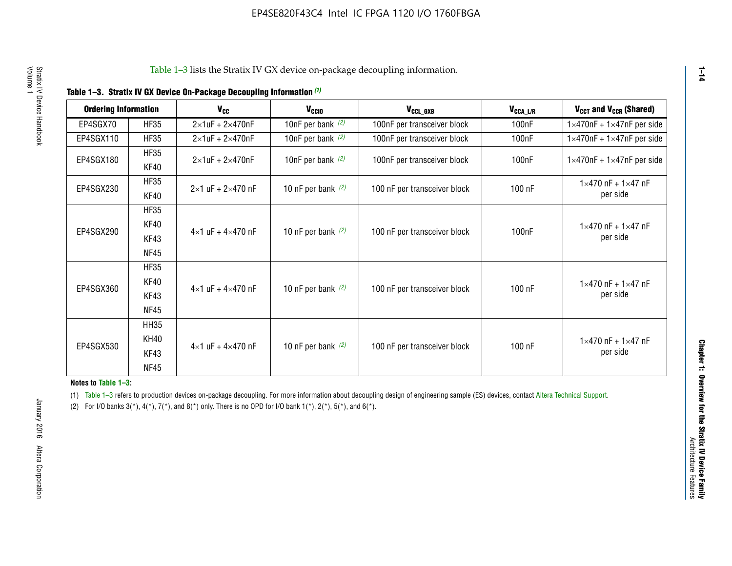Table 1–3 lists the Stratix IV GX device on-package decoupling information.

**Table 1–3. Stratix IV GX Device On-Package Decoupling Information (1)**

| Ordering Information | | $V_{CC}$ | $V_{CCIO}$ | $V_{CCL\_GXB}$ | $V_{CCA\_L/R}$ | $V_{CCT}$ and $V_{CCR}$ (Shared) |
|---|---|---|---|---|---|---|
| EP4SGX70 | HF35 | 2×1uF + 2×470nF | 10nF per bank (2) | 100nF per transceiver block | 100nF | 1×470nF + 1×47nF per side |
| EP4SGX110 | HF35 | 2×1uF + 2×470nF | 10nF per bank (2) | 100nF per transceiver block | 100nF | 1×470nF + 1×47nF per side |
| EP4SGX180 | HF35<br>KF40 | 2×1uF + 2×470nF | 10nF per bank (2) | 100nF per transceiver block | 100nF | 1×470nF + 1×47nF per side |
| EP4SGX230 | HF35<br>KF40 | 2×1 uF + 2×470 nF | 10 nF per bank (2) | 100 nF per transceiver block | 100 nF | 1×470 nF + 1×47 nF per side |
| EP4SGX290 | HF35<br>KF40<br>KF43<br>NF45 | 4×1 uF + 4×470 nF | 10 nF per bank (2) | 100 nF per transceiver block | 100nF | 1×470 nF + 1×47 nF per side |
| EP4SGX360 | HF35<br>KF40<br>KF43<br>NF45 | 4×1 uF + 4×470 nF | 10 nF per bank (2) | 100 nF per transceiver block | 100 nF | 1×470 nF + 1×47 nF per side |
| EP4SGX530 | HH35<br>KH40<br>KF43<br>NF45 | 4×1 uF + 4×470 nF | 10 nF per bank (2) | 100 nF per transceiver block | 100 nF | 1×470 nF + 1×47 nF per side |

**Notes to Table 1–3:**

(1) Table 1–3 refers to production devices on-package decoupling. For more information about decoupling design of engineering sample (ES) devices, contact Altera Technical Support.

(2) For I/O banks 3(*), 4(*), 7(*), and 8(*) only. There is no OPD for I/O bank 1(*), 2(*), 5(*), and 6(*).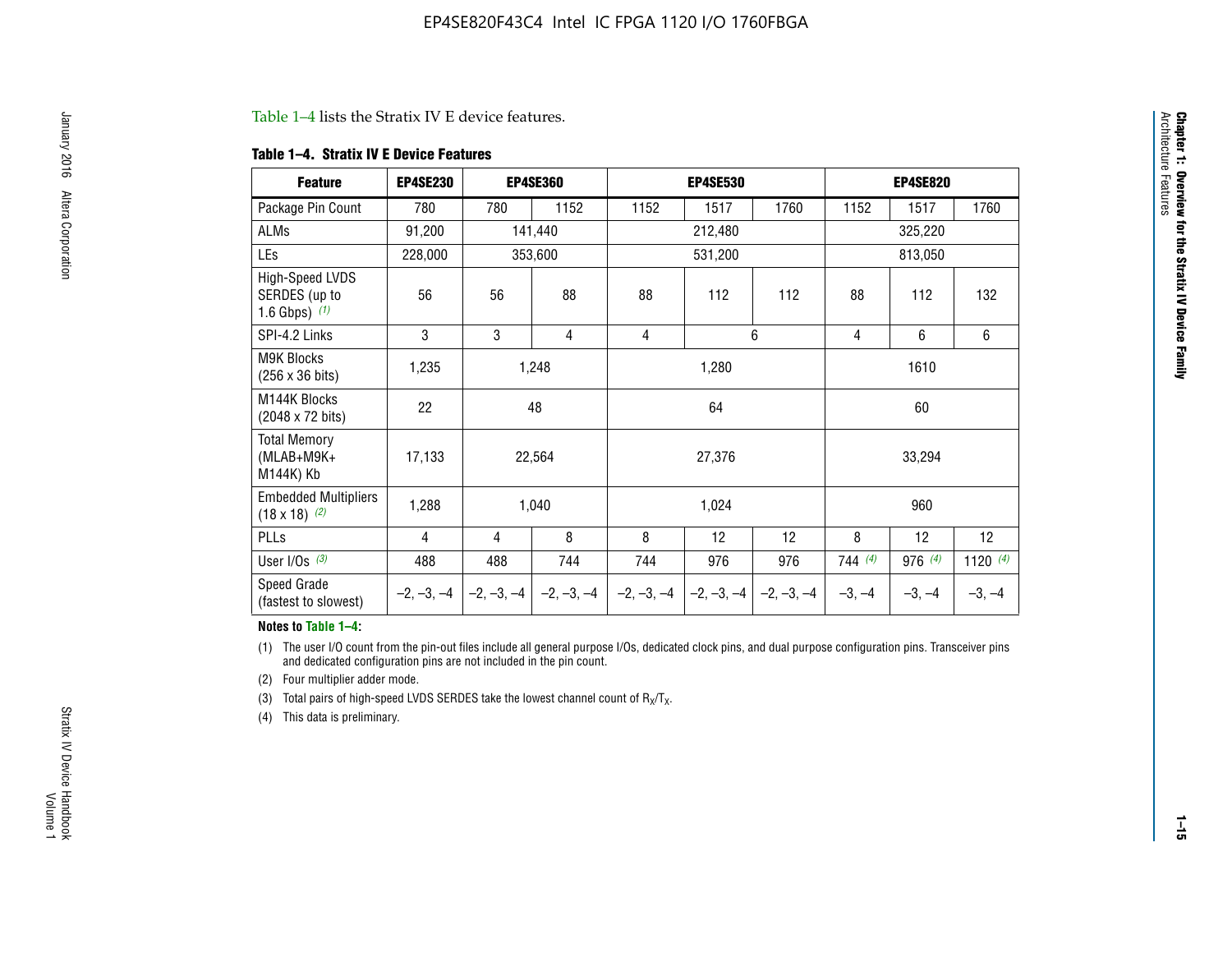Table 1–4 lists the Stratix IV E device features.

**Table 1–4. Stratix IV E Device Features**

| Feature | EP4SE230 | EP4SE360 | | EP4SE530 | | | EP4SE820 | | |
|---|---|---|---|---|---|---|---|---|---|
| Package Pin Count | 780 | 780 | 1152 | 1152 | 1517 | 1760 | 1152 | 1517 | 1760 |
| ALMs | 91,200 | 141,440 | | 212,480 | | | 325,220 | | |
| LEs | 228,000 | 353,600 | | 531,200 | | | 813,050 | | |
| High-Speed LVDS SERDES (up to 1.6 Gbps) *(1)* | 56 | 56 | 88 | 88 | 112 | 112 | 88 | 112 | 132 |
| SPI-4.2 Links | 3 | 3 | 4 | 4 | 6 | | 4 | 6 | 6 |
| M9K Blocks (256 x 36 bits) | 1,235 | 1,248 | | 1,280 | | | 1610 | | |
| M144K Blocks (2048 x 72 bits) | 22 | 48 | | 64 | | | 60 | | |
| Total Memory (MLAB+M9K+ M144K) Kb | 17,133 | 22,564 | | 27,376 | | | 33,294 | | |
| Embedded Multipliers (18 x 18) *(2)* | 1,288 | 1,040 | | 1,024 | | | 960 | | |
| PLLs | 4 | 4 | 8 | 8 | 12 | 12 | 8 | 12 | 12 |
| User I/Os *(3)* | 488 | 488 | 744 | 744 | 976 | 976 | 744 *(4)* | 976 *(4)* | 1120 *(4)* |
| Speed Grade (fastest to slowest) | –2, –3, –4 | –2, –3, –4 | –2, –3, –4 | –2, –3, –4 | –2, –3, –4 | –2, –3, –4 | –3, –4 | –3, –4 | –3, –4 |

**Notes to Table 1–4:**

(1) The user I/O count from the pin-out files include all general purpose I/Os, dedicated clock pins, and dual purpose configuration pins. Transceiver pins and dedicated configuration pins are not included in the pin count.

(2) Four multiplier adder mode.

(3) Total pairs of high-speed LVDS SERDES take the lowest channel count of $R_X/T_X$.

(4) This data is preliminary.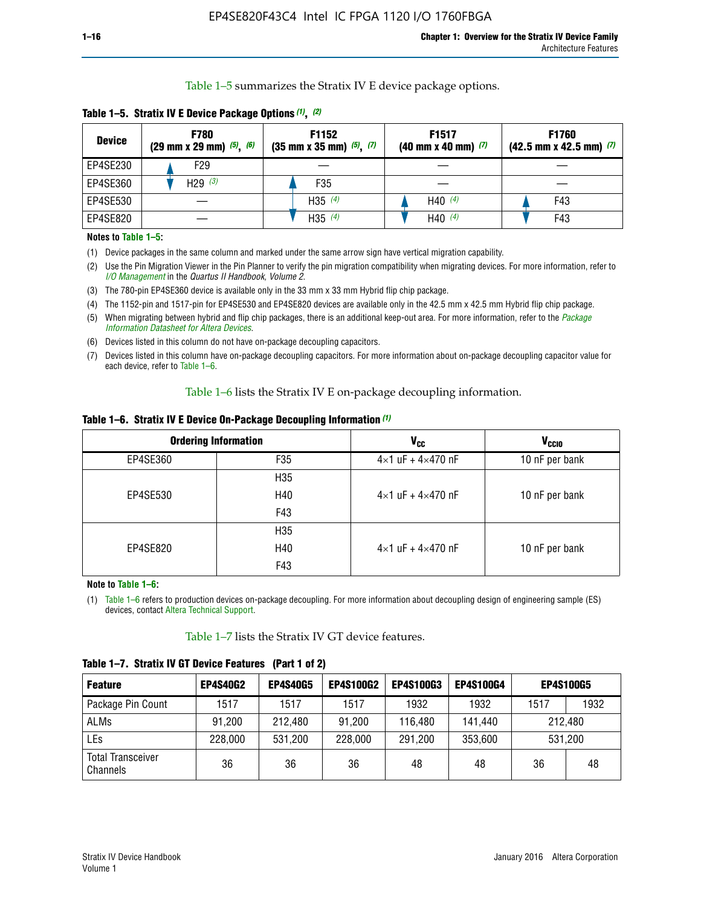Table 1–5 summarizes the Stratix IV E device package options.

**Table 1–5. Stratix IV E Device Package Options (1), (2)**

| Device | F780 (29 mm x 29 mm) (5), (6) | F1152 (35 mm x 35 mm) (5), (7) | F1517 (40 mm x 40 mm) (7) | F1760 (42.5 mm x 42.5 mm) (7) |
|---|---|---|---|---|
| EP4SE230 | F29 | — | — | — |
| EP4SE360 | H29 (3) | F35 | — | — |
| EP4SE530 | — | H35 (4) | H40 (4) | F43 |
| EP4SE820 | — | H35 (4) | H40 (4) | F43 |

**Notes to Table 1–5:**

(1) Device packages in the same column and marked under the same arrow sign have vertical migration capability.

(2) Use the Pin Migration Viewer in the Pin Planner to verify the pin migration compatibility when migrating devices. For more information, refer to *I/O Management* in the *Quartus II Handbook, Volume 2*.

(3) The 780-pin EP4SE360 device is available only in the 33 mm x 33 mm Hybrid flip chip package.

(4) The 1152-pin and 1517-pin for EP4SE530 and EP4SE820 devices are available only in the 42.5 mm x 42.5 mm Hybrid flip chip package.

(5) When migrating between hybrid and flip chip packages, there is an additional keep-out area. For more information, refer to the *Package Information Datasheet for Altera Devices*.

(6) Devices listed in this column do not have on-package decoupling capacitors.

(7) Devices listed in this column have on-package decoupling capacitors. For more information about on-package decoupling capacitor value for each device, refer to Table 1–6.

Table 1–6 lists the Stratix IV E on-package decoupling information.

**Table 1–6. Stratix IV E Device On-Package Decoupling Information (1)**

| Ordering Information | | $V_{CC}$ | $V_{CCIO}$ |
|---|---|---|---|
| EP4SE360 | F35 | 4×1 uF + 4×470 nF | 10 nF per bank |
| EP4SE530 | H35<br>H40<br>F43 | 4×1 uF + 4×470 nF | 10 nF per bank |
| EP4SE820 | H35<br>H40<br>F43 | 4×1 uF + 4×470 nF | 10 nF per bank |

**Note to Table 1–6:**

(1) Table 1–6 refers to production devices on-package decoupling. For more information about decoupling design of engineering sample (ES) devices, contact Altera Technical Support.

Table 1–7 lists the Stratix IV GT device features.

**Table 1–7. Stratix IV GT Device Features (Part 1 of 2)**

| Feature | EP4S40G2 | EP4S40G5 | EP4S100G2 | EP4S100G3 | EP4S100G4 | EP4S100G5 | |
|---|---|---|---|---|---|---|---|
| Package Pin Count | 1517 | 1517 | 1517 | 1932 | 1932 | 1517 | 1932 |
| ALMs | 91,200 | 212,480 | 91,200 | 116,480 | 141,440 | 212,480 | |
| LEs | 228,000 | 531,200 | 228,000 | 291,200 | 353,600 | 531,200 | |
| Total Transceiver Channels | 36 | 36 | 36 | 48 | 48 | 36 | 48 |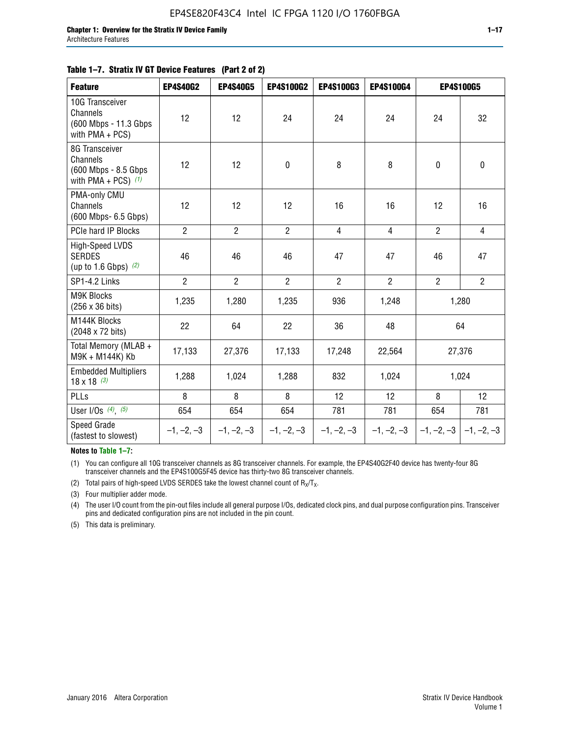**Table 1–7. Stratix IV GT Device Features (Part 2 of 2)**

| Feature | EP4S40G2 | EP4S40G5 | EP4S100G2 | EP4S100G3 | EP4S100G4 | EP4S100G5 | |
|---|---|---|---|---|---|---|---|
| 10G Transceiver Channels (600 Mbps - 11.3 Gbps with PMA + PCS) | 12 | 12 | 24 | 24 | 24 | 24 | 32 |
| 8G Transceiver Channels (600 Mbps - 8.5 Gbps with PMA + PCS) *(1)* | 12 | 12 | 0 | 8 | 8 | 0 | 0 |
| PMA-only CMU Channels (600 Mbps- 6.5 Gbps) | 12 | 12 | 12 | 16 | 16 | 12 | 16 |
| PCIe hard IP Blocks | 2 | 2 | 2 | 4 | 4 | 2 | 4 |
| High-Speed LVDS SERDES (up to 1.6 Gbps) *(2)* | 46 | 46 | 46 | 47 | 47 | 46 | 47 |
| SP1-4.2 Links | 2 | 2 | 2 | 2 | 2 | 2 | 2 |
| M9K Blocks (256 x 36 bits) | 1,235 | 1,280 | 1,235 | 936 | 1,248 | 1,280 | |
| M144K Blocks (2048 x 72 bits) | 22 | 64 | 22 | 36 | 48 | 64 | |
| Total Memory (MLAB + M9K + M144K) Kb | 17,133 | 27,376 | 17,133 | 17,248 | 22,564 | 27,376 | |
| Embedded Multipliers 18 x 18 *(3)* | 1,288 | 1,024 | 1,288 | 832 | 1,024 | 1,024 | |
| PLLs | 8 | 8 | 8 | 12 | 12 | 8 | 12 |
| User I/Os *(4)*, *(5)* | 654 | 654 | 654 | 781 | 781 | 654 | 781 |
| Speed Grade (fastest to slowest) | –1, –2, –3 | –1, –2, –3 | –1, –2, –3 | –1, –2, –3 | –1, –2, –3 | –1, –2, –3 | –1, –2, –3 |

**Notes to Table 1–7:**

(1) You can configure all 10G transceiver channels as 8G transceiver channels. For example, the EP4S40G2F40 device has twenty-four 8G transceiver channels and the EP4S100G5F45 device has thirty-two 8G transceiver channels.

(2) Total pairs of high-speed LVDS SERDES take the lowest channel count of $R_X/T_X$.

(3) Four multiplier adder mode.

(4) The user I/O count from the pin-out files include all general purpose I/Os, dedicated clock pins, and dual purpose configuration pins. Transceiver pins and dedicated configuration pins are not included in the pin count.

(5) This data is preliminary.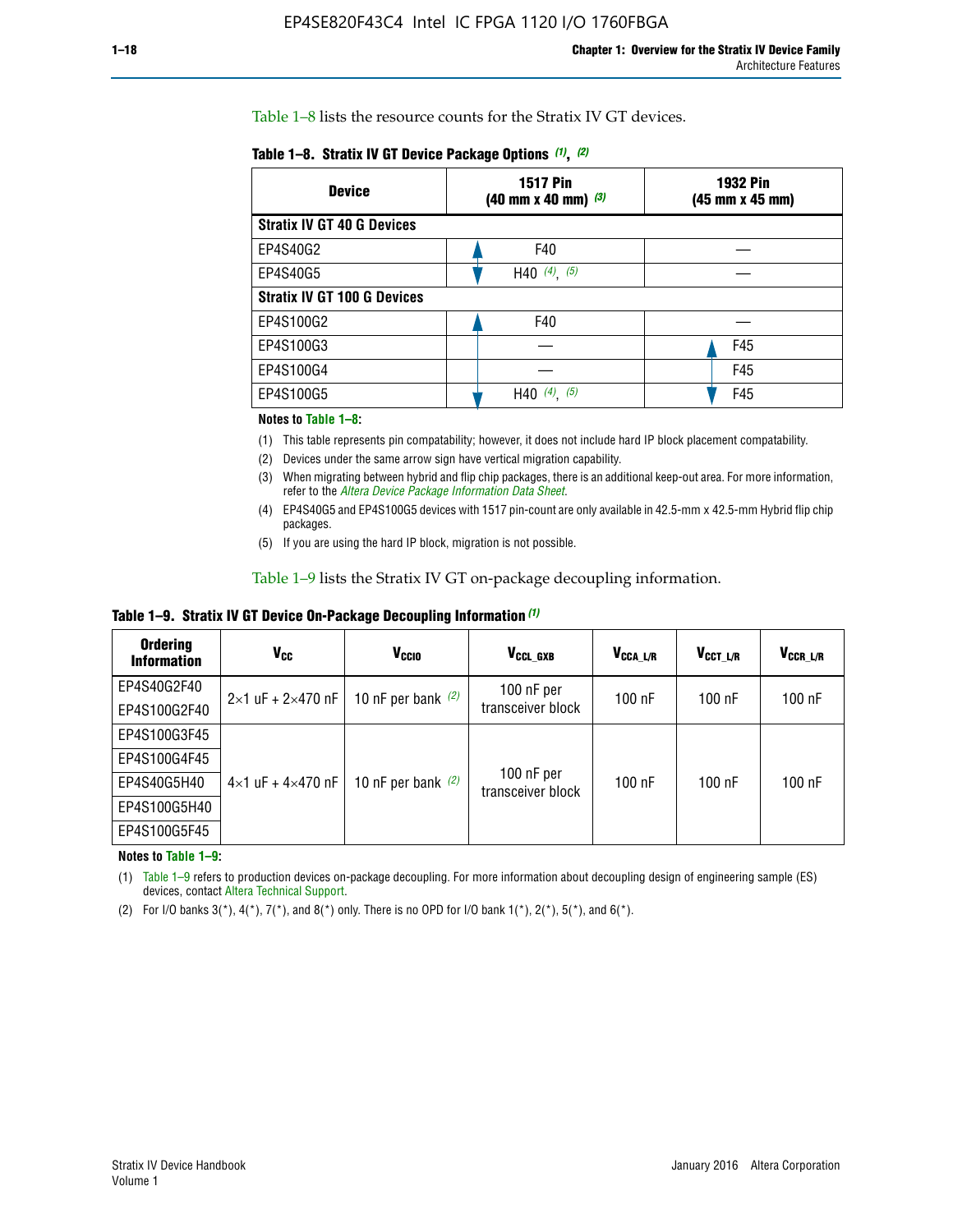Table 1–8 lists the resource counts for the Stratix IV GT devices.

**Table 1–8. Stratix IV GT Device Package Options (1), (2)**

| Device | 1517 Pin (40 mm x 40 mm) (3) | 1932 Pin (45 mm x 45 mm) |
|---|---|---|
| **Stratix IV GT 40 G Devices** | | |
| EP4S40G2 | F40 | — |
| EP4S40G5 | H40 (4), (5) | — |
| **Stratix IV GT 100 G Devices** | | |
| EP4S100G2 | F40 | — |
| EP4S100G3 | — | F45 |
| EP4S100G4 | — | F45 |
| EP4S100G5 | H40 (4), (5) | F45 |

**Notes to Table 1–8:**

(1) This table represents pin compatability; however, it does not include hard IP block placement compatability.

(2) Devices under the same arrow sign have vertical migration capability.

(3) When migrating between hybrid and flip chip packages, there is an additional keep-out area. For more information, refer to the *Altera Device Package Information Data Sheet*.

(4) EP4S40G5 and EP4S100G5 devices with 1517 pin-count are only available in 42.5-mm x 42.5-mm Hybrid flip chip packages.

(5) If you are using the hard IP block, migration is not possible.

Table 1–9 lists the Stratix IV GT on-package decoupling information.

**Table 1–9. Stratix IV GT Device On-Package Decoupling Information (1)**

| Ordering Information | $V_{CC}$ | $V_{CCIO}$ | $V_{CCL\_GXB}$ | $V_{CCA\_L/R}$ | $V_{CCT\_L/R}$ | $V_{CCR\_L/R}$ |
|---|---|---|---|---|---|---|
| EP4S40G2F40 | 2×1 uF + 2×470 nF | 10 nF per bank (2) | 100 nF per transceiver block | 100 nF | 100 nF | 100 nF |
| EP4S100G2F40 | | | | | | |
| EP4S100G3F45 | 4×1 uF + 4×470 nF | 10 nF per bank (2) | 100 nF per transceiver block | 100 nF | 100 nF | 100 nF |
| EP4S100G4F45 | | | | | | |
| EP4S40G5H40 | | | | | | |
| EP4S100G5H40 | | | | | | |
| EP4S100G5F45 | | | | | | |

**Notes to Table 1–9:**

(1) Table 1–9 refers to production devices on-package decoupling. For more information about decoupling design of engineering sample (ES) devices, contact Altera Technical Support.

(2) For I/O banks 3(*), 4(*), 7(*), and 8(*) only. There is no OPD for I/O bank 1(*), 2(*), 5(*), and 6(*).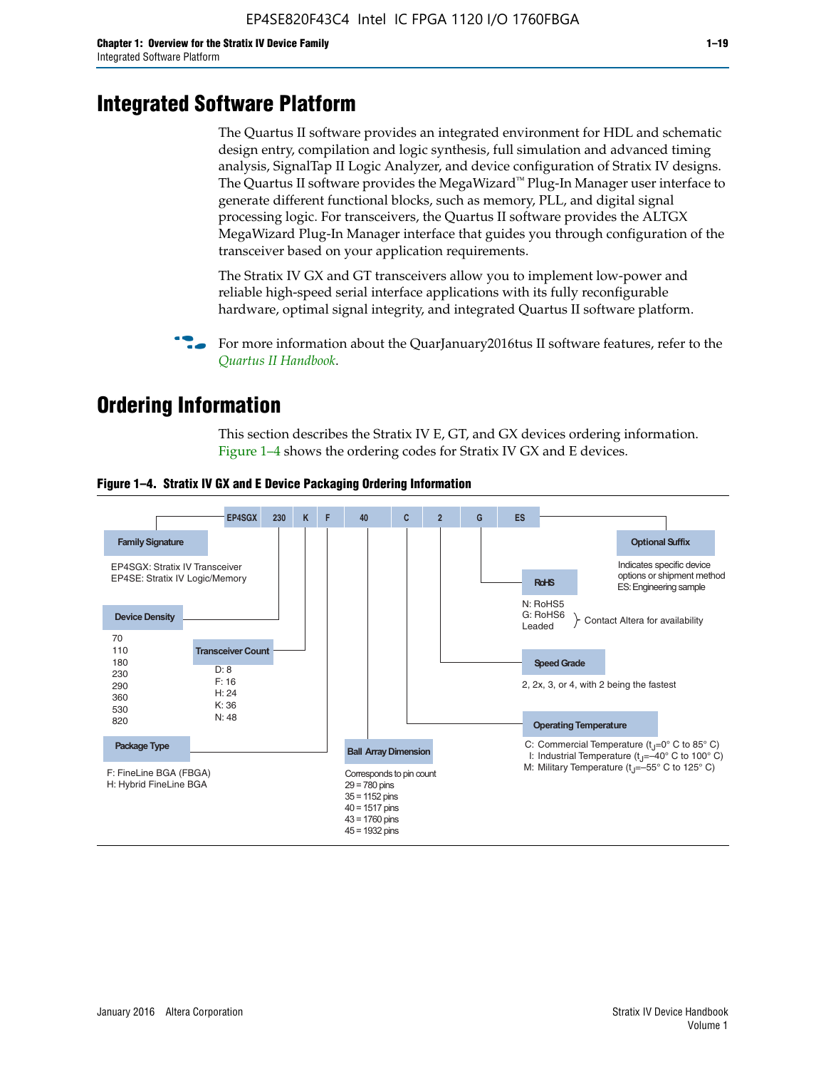# Integrated Software Platform

The Quartus II software provides an integrated environment for HDL and schematic design entry, compilation and logic synthesis, full simulation and advanced timing analysis, SignalTap II Logic Analyzer, and device configuration of Stratix IV designs. The Quartus II software provides the MegaWizard™ Plug-In Manager user interface to generate different functional blocks, such as memory, PLL, and digital signal processing logic. For transceivers, the Quartus II software provides the ALTGX MegaWizard Plug-In Manager interface that guides you through configuration of the transceiver based on your application requirements.

The Stratix IV GX and GT transceivers allow you to implement low-power and reliable high-speed serial interface applications with its fully reconfigurable hardware, optimal signal integrity, and integrated Quartus II software platform.

For more information about the QuarJanuary2016tus II software features, refer to the *Quartus II Handbook*.

# Ordering Information

This section describes the Stratix IV E, GT, and GX devices ordering information. Figure 1–4 shows the ordering codes for Stratix IV GX and E devices.

**Figure 1–4. Stratix IV GX and E Device Packaging Ordering Information**

EP4SGX | 230 | K | F | 40 | C | 2 | G | ES

**Family Signature**
- EP4SGX: Stratix IV Transceiver
- EP4SE: Stratix IV Logic/Memory

**Device Density**
- 70
- 110
- 180
- 230
- 290
- 360
- 530
- 820

**Transceiver Count**
- D: 8
- F: 16
- H: 24
- K: 36
- N: 48

**Package Type**
- F: FineLine BGA (FBGA)
- H: Hybrid FineLine BGA

**Ball Array Dimension**

Corresponds to pin count
- 29 = 780 pins
- 35 = 1152 pins
- 40 = 1517 pins
- 43 = 1760 pins
- 45 = 1932 pins

**Operating Temperature**
- C: Commercial Temperature ($t_J$=0° C to 85° C)
- I: Industrial Temperature ($t_J$=–40° C to 100° C)
- M: Military Temperature ($t_J$=–55° C to 125° C)

**Speed Grade**

2, 2x, 3, or 4, with 2 being the fastest

**RoHS**
- N: RoHS5
- G: RoHS6
- Leaded

Contact Altera for availability (RoHS6, Leaded)

**Optional Suffix**

Indicates specific device options or shipment method
ES: Engineering sample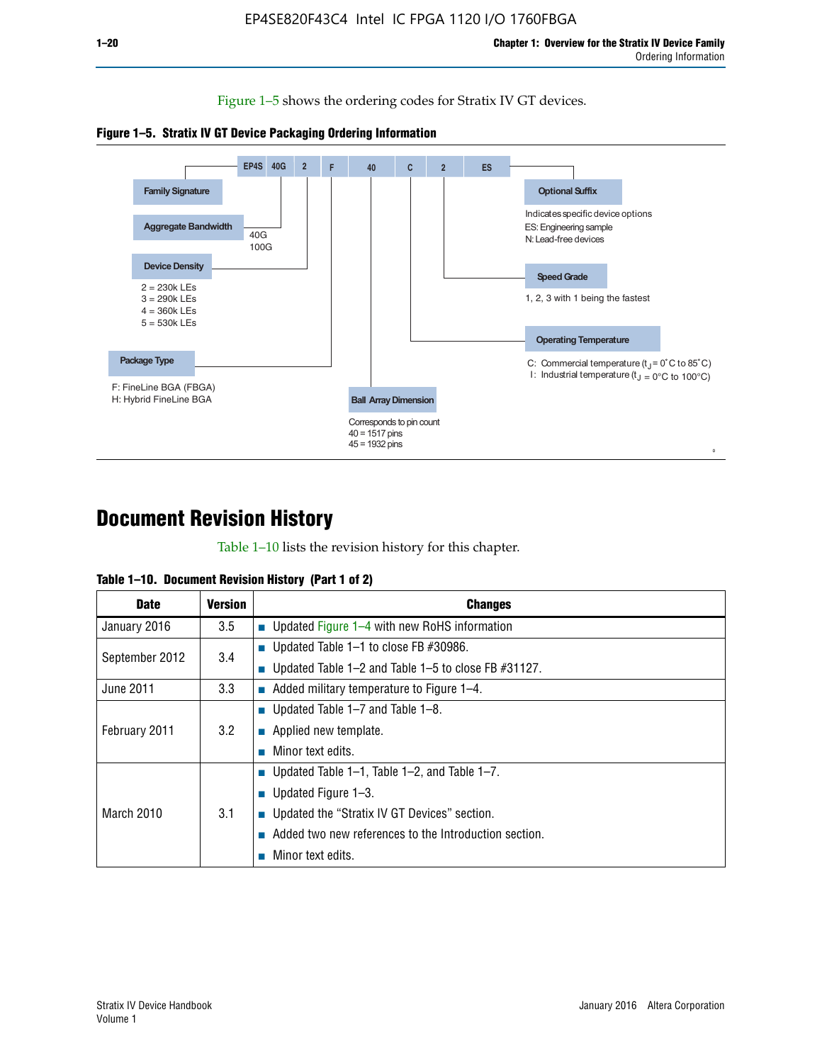Figure 1–5 shows the ordering codes for Stratix IV GT devices.

**Figure 1–5. Stratix IV GT Device Packaging Ordering Information**

EP4S 40G 2 F 40 C 2 ES

- **Family Signature**
- **Aggregate Bandwidth**: 40G, 100G
- **Device Density**:
  - 2 = 230k LEs
  - 3 = 290k LEs
  - 4 = 360k LEs
  - 5 = 530k LEs
- **Package Type**:
  - F: FineLine BGA (FBGA)
  - H: Hybrid FineLine BGA
- **Ball Array Dimension**: Corresponds to pin count
  - 40 = 1517 pins
  - 45 = 1932 pins
- **Operating Temperature**:
  - C: Commercial temperature ($t_J$ = 0°C to 85°C)
  - I: Industrial temperature ($t_J$ = 0°C to 100°C)
- **Speed Grade**: 1, 2, 3 with 1 being the fastest
- **Optional Suffix**: Indicates specific device options
  - ES: Engineering sample
  - N: Lead-free devices

# Document Revision History

Table 1–10 lists the revision history for this chapter.

**Table 1–10. Document Revision History (Part 1 of 2)**

| Date | Version | Changes |
|---|---|---|
| January 2016 | 3.5 | ■ Updated Figure 1–4 with new RoHS information |
| September 2012 | 3.4 | ■ Updated Table 1–1 to close FB #30986.<br>■ Updated Table 1–2 and Table 1–5 to close FB #31127. |
| June 2011 | 3.3 | ■ Added military temperature to Figure 1–4. |
| February 2011 | 3.2 | ■ Updated Table 1–7 and Table 1–8.<br>■ Applied new template.<br>■ Minor text edits. |
| March 2010 | 3.1 | ■ Updated Table 1–1, Table 1–2, and Table 1–7.<br>■ Updated Figure 1–3.<br>■ Updated the “Stratix IV GT Devices” section.<br>■ Added two new references to the Introduction section.<br>■ Minor text edits. |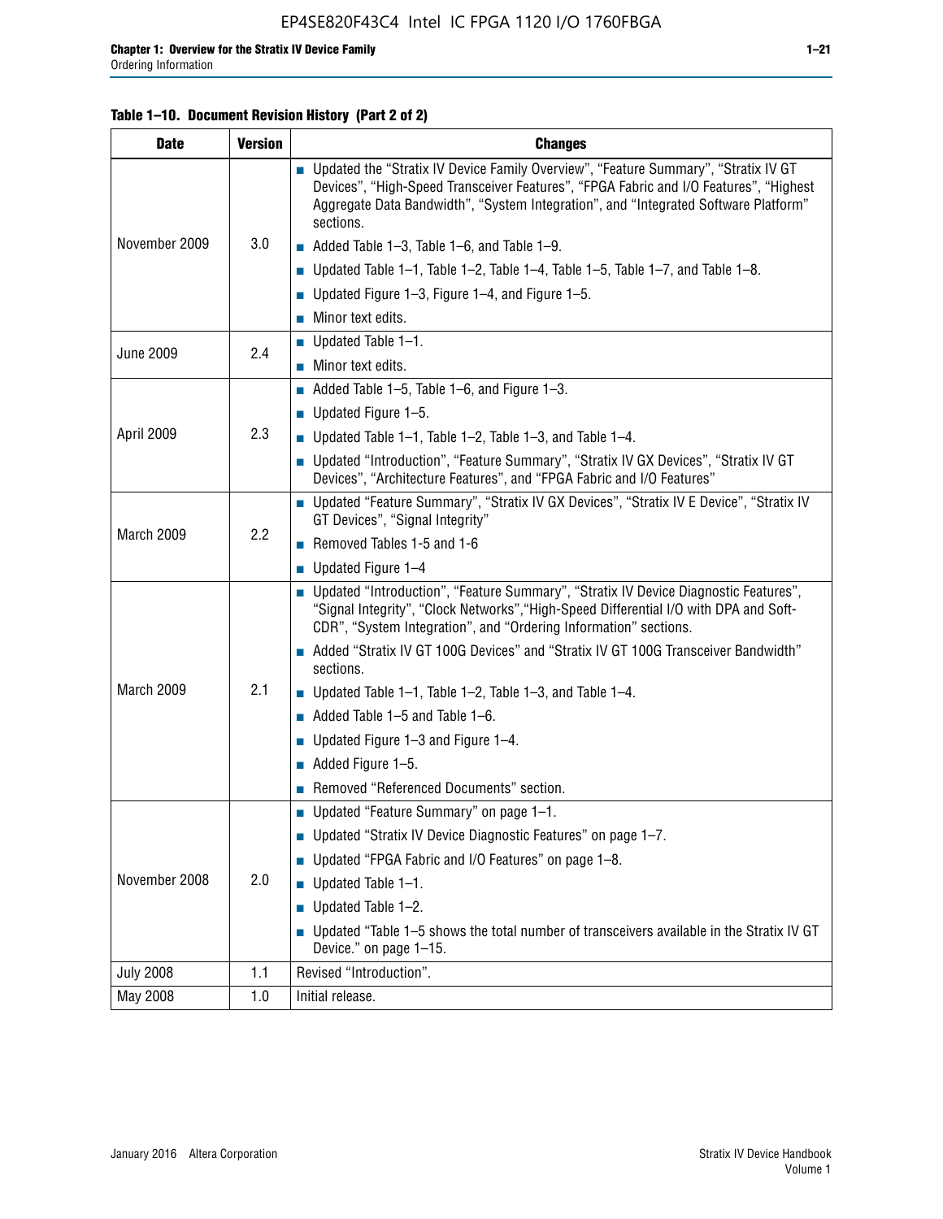Table 1–10. Document Revision History (Part 2 of 2)

| Date | Version | Changes |
|---|---|---|
| November 2009 | 3.0 | ■ Updated the “Stratix IV Device Family Overview”, “Feature Summary”, “Stratix IV GT Devices”, “High-Speed Transceiver Features”, “FPGA Fabric and I/O Features”, “Highest Aggregate Data Bandwidth”, “System Integration”, and “Integrated Software Platform” sections.<br>■ Added Table 1–3, Table 1–6, and Table 1–9.<br>■ Updated Table 1–1, Table 1–2, Table 1–4, Table 1–5, Table 1–7, and Table 1–8.<br>■ Updated Figure 1–3, Figure 1–4, and Figure 1–5.<br>■ Minor text edits. |
| June 2009 | 2.4 | ■ Updated Table 1–1.<br>■ Minor text edits. |
| April 2009 | 2.3 | ■ Added Table 1–5, Table 1–6, and Figure 1–3.<br>■ Updated Figure 1–5.<br>■ Updated Table 1–1, Table 1–2, Table 1–3, and Table 1–4.<br>■ Updated “Introduction”, “Feature Summary”, “Stratix IV GX Devices”, “Stratix IV GT Devices”, “Architecture Features”, and “FPGA Fabric and I/O Features” |
| March 2009 | 2.2 | ■ Updated “Feature Summary”, “Stratix IV GX Devices”, “Stratix IV E Device”, “Stratix IV GT Devices”, “Signal Integrity”<br>■ Removed Tables 1-5 and 1-6<br>■ Updated Figure 1–4 |
| March 2009 | 2.1 | ■ Updated “Introduction”, “Feature Summary”, “Stratix IV Device Diagnostic Features”, “Signal Integrity”, “Clock Networks”,“High-Speed Differential I/O with DPA and Soft-CDR”, “System Integration”, and “Ordering Information” sections.<br>■ Added “Stratix IV GT 100G Devices” and “Stratix IV GT 100G Transceiver Bandwidth” sections.<br>■ Updated Table 1–1, Table 1–2, Table 1–3, and Table 1–4.<br>■ Added Table 1–5 and Table 1–6.<br>■ Updated Figure 1–3 and Figure 1–4.<br>■ Added Figure 1–5.<br>■ Removed “Referenced Documents” section. |
| November 2008 | 2.0 | ■ Updated “Feature Summary” on page 1–1.<br>■ Updated “Stratix IV Device Diagnostic Features” on page 1–7.<br>■ Updated “FPGA Fabric and I/O Features” on page 1–8.<br>■ Updated Table 1–1.<br>■ Updated Table 1–2.<br>■ Updated “Table 1–5 shows the total number of transceivers available in the Stratix IV GT Device.” on page 1–15. |
| July 2008 | 1.1 | Revised “Introduction”. |
| May 2008 | 1.0 | Initial release. |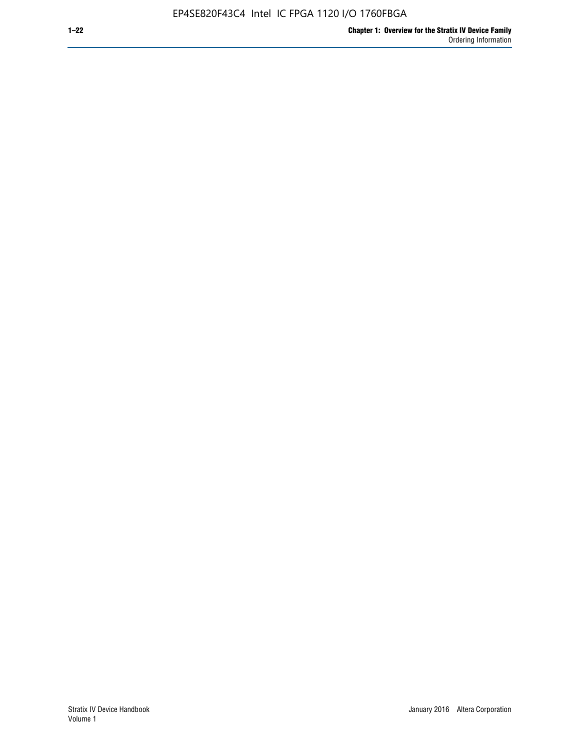EP4SE820F43C4 Intel IC FPGA 1120 I/O 1760FBGA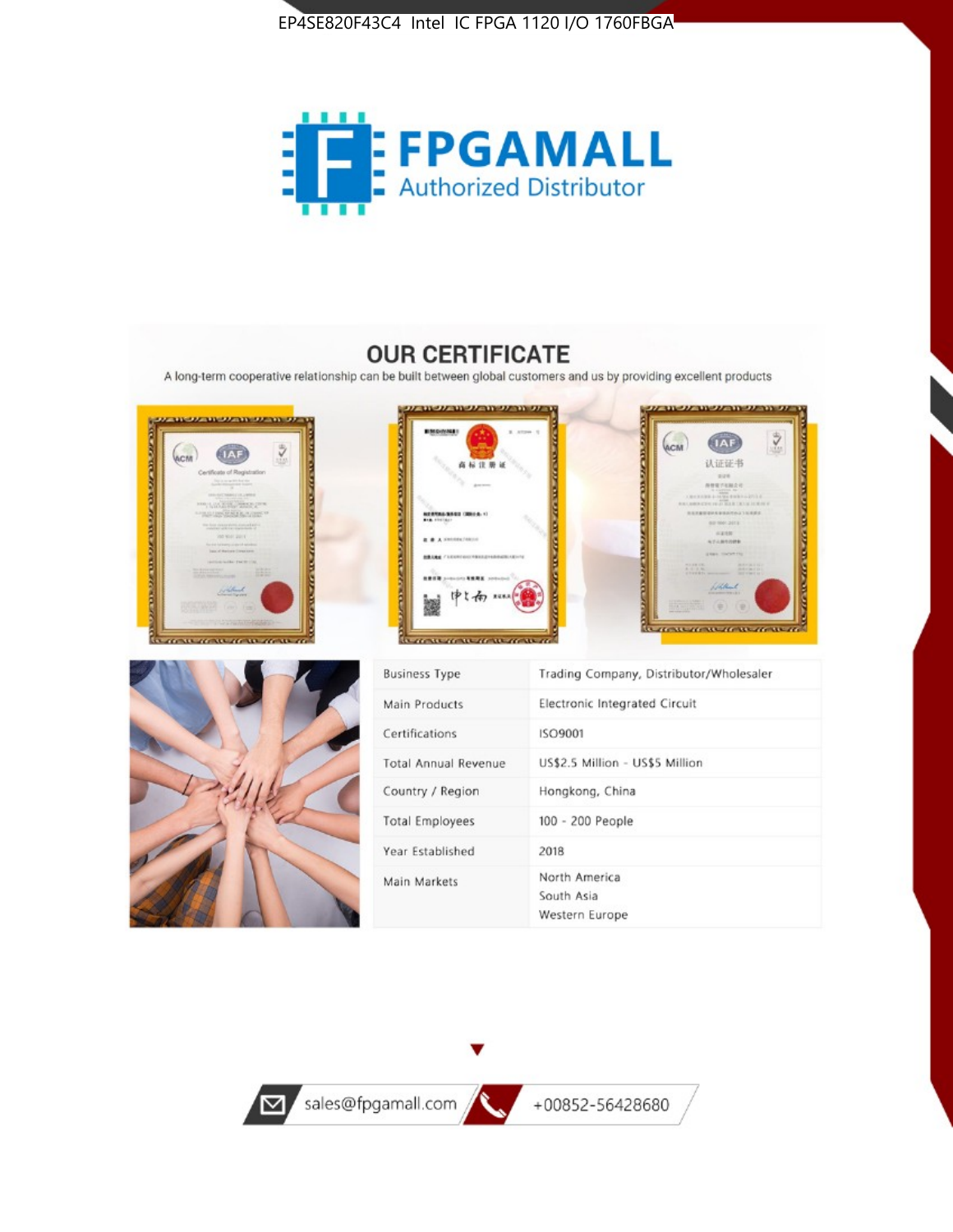FPGAMALL
Authorized Distributor

## OUR CERTIFICATE

A long-term cooperative relationship can be built between global customers and us by providing excellent products

| | |
|---|---|
| Business Type | Trading Company, Distributor/Wholesaler |
| Main Products | Electronic Integrated Circuit |
| Certifications | ISO9001 |
| Total Annual Revenue | US$2.5 Million - US$5 Million |
| Country / Region | Hongkong, China |
| Total Employees | 100 - 200 People |
| Year Established | 2018 |
| Main Markets | North America<br>South Asia<br>Western Europe |

sales@fpgamall.com

+00852-56428680